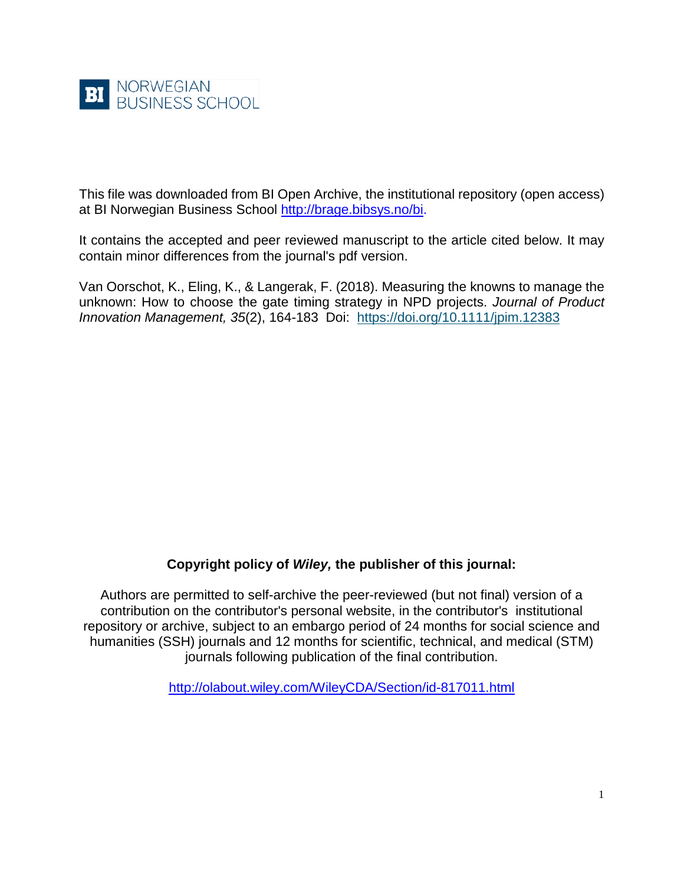BI NORWEGIAN BUSINESS SCHOOL

This file was downloaded from BI Open Archive, the institutional repository (open access) at BI Norwegian Business School http://brage.bibsys.no/bi.

It contains the accepted and peer reviewed manuscript to the article cited below. It may contain minor differences from the journal's pdf version.

Van Oorschot, K., Eling, K., & Langerak, F. (2018). Measuring the knowns to manage the unknown: How to choose the gate timing strategy in NPD projects. *Journal of Product Innovation Management, 35*(2), 164-183 Doi: https://doi.org/10.1111/jpim.12383

**Copyright policy of *Wiley,* the publisher of this journal:**

Authors are permitted to self-archive the peer-reviewed (but not final) version of a contribution on the contributor's personal website, in the contributor's institutional repository or archive, subject to an embargo period of 24 months for social science and humanities (SSH) journals and 12 months for scientific, technical, and medical (STM) journals following publication of the final contribution.

http://olabout.wiley.com/WileyCDA/Section/id-817011.html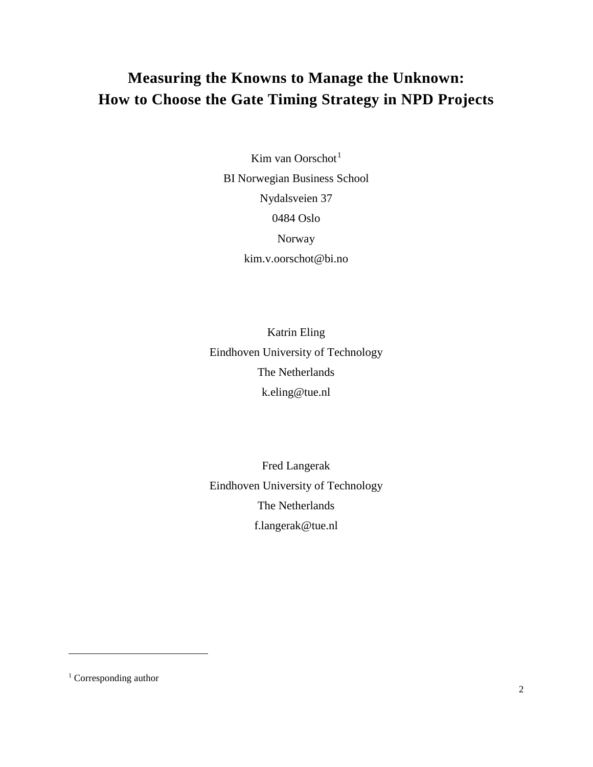# Measuring the Knowns to Manage the Unknown: How to Choose the Gate Timing Strategy in NPD Projects

Kim van Oorschot[1]

BI Norwegian Business School

Nydalsveien 37

0484 Oslo

Norway

kim.v.oorschot@bi.no

Katrin Eling

Eindhoven University of Technology

The Netherlands

k.eling@tue.nl

Fred Langerak

Eindhoven University of Technology

The Netherlands

f.langerak@tue.nl

[1] Corresponding author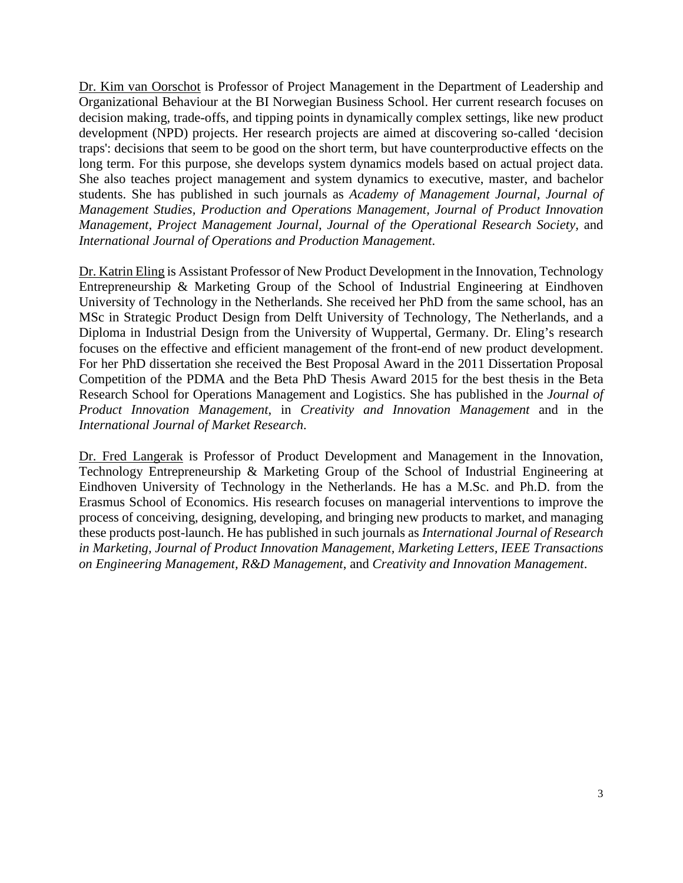Dr. Kim van Oorschot is Professor of Project Management in the Department of Leadership and Organizational Behaviour at the BI Norwegian Business School. Her current research focuses on decision making, trade-offs, and tipping points in dynamically complex settings, like new product development (NPD) projects. Her research projects are aimed at discovering so-called 'decision traps': decisions that seem to be good on the short term, but have counterproductive effects on the long term. For this purpose, she develops system dynamics models based on actual project data. She also teaches project management and system dynamics to executive, master, and bachelor students. She has published in such journals as *Academy of Management Journal*, *Journal of Management Studies*, *Production and Operations Management*, *Journal of Product Innovation Management*, *Project Management Journal*, *Journal of the Operational Research Society*, and *International Journal of Operations and Production Management*.

Dr. Katrin Eling is Assistant Professor of New Product Development in the Innovation, Technology Entrepreneurship & Marketing Group of the School of Industrial Engineering at Eindhoven University of Technology in the Netherlands. She received her PhD from the same school, has an MSc in Strategic Product Design from Delft University of Technology, The Netherlands, and a Diploma in Industrial Design from the University of Wuppertal, Germany. Dr. Eling's research focuses on the effective and efficient management of the front-end of new product development. For her PhD dissertation she received the Best Proposal Award in the 2011 Dissertation Proposal Competition of the PDMA and the Beta PhD Thesis Award 2015 for the best thesis in the Beta Research School for Operations Management and Logistics. She has published in the *Journal of Product Innovation Management*, in *Creativity and Innovation Management* and in the *International Journal of Market Research*.

Dr. Fred Langerak is Professor of Product Development and Management in the Innovation, Technology Entrepreneurship & Marketing Group of the School of Industrial Engineering at Eindhoven University of Technology in the Netherlands. He has a M.Sc. and Ph.D. from the Erasmus School of Economics. His research focuses on managerial interventions to improve the process of conceiving, designing, developing, and bringing new products to market, and managing these products post-launch. He has published in such journals as *International Journal of Research in Marketing*, *Journal of Product Innovation Management*, *Marketing Letters*, *IEEE Transactions on Engineering Management*, *R&D Management*, and *Creativity and Innovation Management*.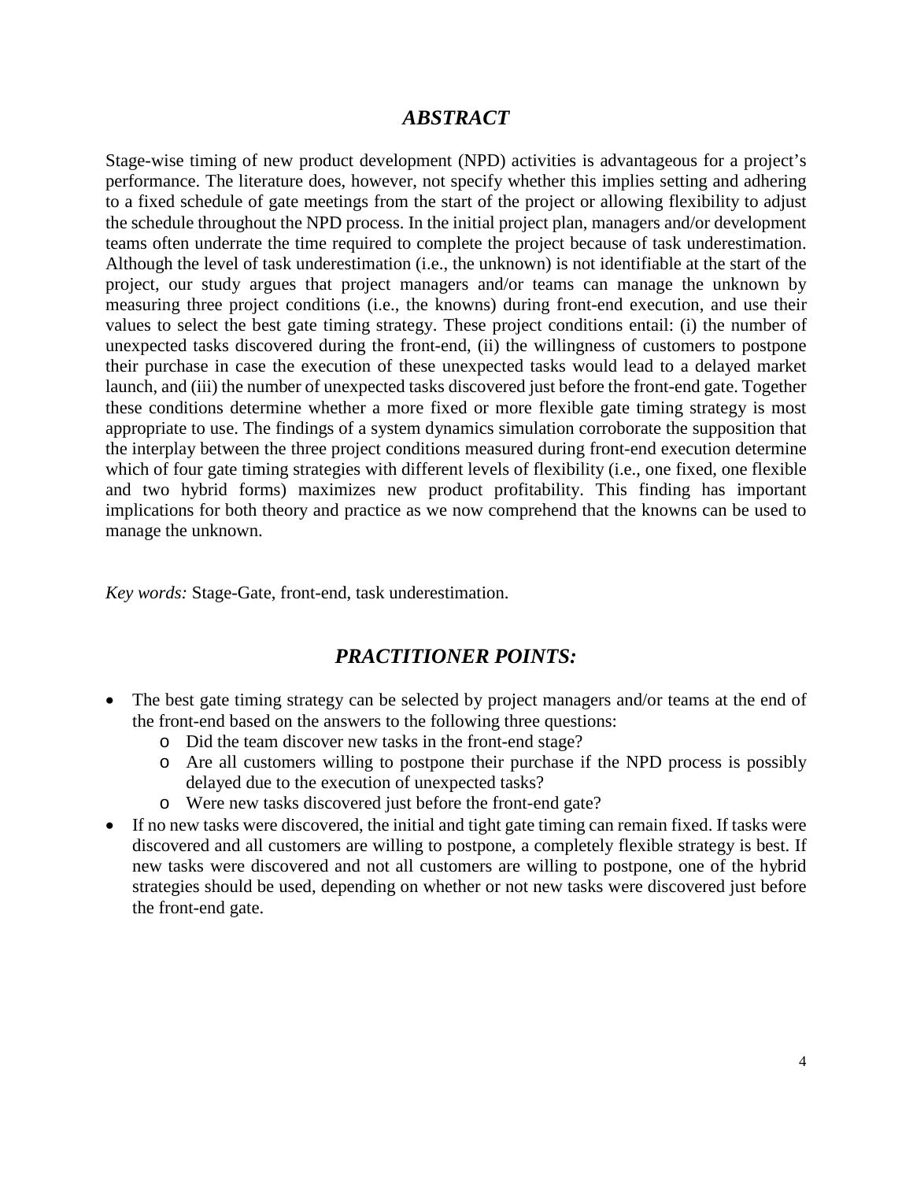## *ABSTRACT*

Stage-wise timing of new product development (NPD) activities is advantageous for a project's performance. The literature does, however, not specify whether this implies setting and adhering to a fixed schedule of gate meetings from the start of the project or allowing flexibility to adjust the schedule throughout the NPD process. In the initial project plan, managers and/or development teams often underrate the time required to complete the project because of task underestimation. Although the level of task underestimation (i.e., the unknown) is not identifiable at the start of the project, our study argues that project managers and/or teams can manage the unknown by measuring three project conditions (i.e., the knowns) during front-end execution, and use their values to select the best gate timing strategy. These project conditions entail: (i) the number of unexpected tasks discovered during the front-end, (ii) the willingness of customers to postpone their purchase in case the execution of these unexpected tasks would lead to a delayed market launch, and (iii) the number of unexpected tasks discovered just before the front-end gate. Together these conditions determine whether a more fixed or more flexible gate timing strategy is most appropriate to use. The findings of a system dynamics simulation corroborate the supposition that the interplay between the three project conditions measured during front-end execution determine which of four gate timing strategies with different levels of flexibility (i.e., one fixed, one flexible and two hybrid forms) maximizes new product profitability. This finding has important implications for both theory and practice as we now comprehend that the knowns can be used to manage the unknown.

*Key words:* Stage-Gate, front-end, task underestimation.

## *PRACTITIONER POINTS:*

- The best gate timing strategy can be selected by project managers and/or teams at the end of the front-end based on the answers to the following three questions:
  - Did the team discover new tasks in the front-end stage?
  - Are all customers willing to postpone their purchase if the NPD process is possibly delayed due to the execution of unexpected tasks?
  - Were new tasks discovered just before the front-end gate?
- If no new tasks were discovered, the initial and tight gate timing can remain fixed. If tasks were discovered and all customers are willing to postpone, a completely flexible strategy is best. If new tasks were discovered and not all customers are willing to postpone, one of the hybrid strategies should be used, depending on whether or not new tasks were discovered just before the front-end gate.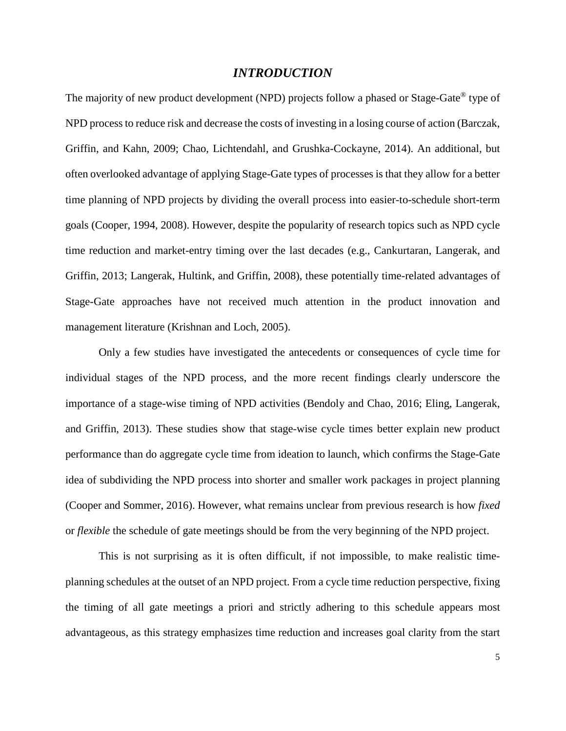## *INTRODUCTION*

The majority of new product development (NPD) projects follow a phased or Stage-Gate® type of NPD process to reduce risk and decrease the costs of investing in a losing course of action (Barczak, Griffin, and Kahn, 2009; Chao, Lichtendahl, and Grushka-Cockayne, 2014). An additional, but often overlooked advantage of applying Stage-Gate types of processes is that they allow for a better time planning of NPD projects by dividing the overall process into easier-to-schedule short-term goals (Cooper, 1994, 2008). However, despite the popularity of research topics such as NPD cycle time reduction and market-entry timing over the last decades (e.g., Cankurtaran, Langerak, and Griffin, 2013; Langerak, Hultink, and Griffin, 2008), these potentially time-related advantages of Stage-Gate approaches have not received much attention in the product innovation and management literature (Krishnan and Loch, 2005).

Only a few studies have investigated the antecedents or consequences of cycle time for individual stages of the NPD process, and the more recent findings clearly underscore the importance of a stage-wise timing of NPD activities (Bendoly and Chao, 2016; Eling, Langerak, and Griffin, 2013). These studies show that stage-wise cycle times better explain new product performance than do aggregate cycle time from ideation to launch, which confirms the Stage-Gate idea of subdividing the NPD process into shorter and smaller work packages in project planning (Cooper and Sommer, 2016). However, what remains unclear from previous research is how *fixed* or *flexible* the schedule of gate meetings should be from the very beginning of the NPD project.

This is not surprising as it is often difficult, if not impossible, to make realistic time-planning schedules at the outset of an NPD project. From a cycle time reduction perspective, fixing the timing of all gate meetings a priori and strictly adhering to this schedule appears most advantageous, as this strategy emphasizes time reduction and increases goal clarity from the start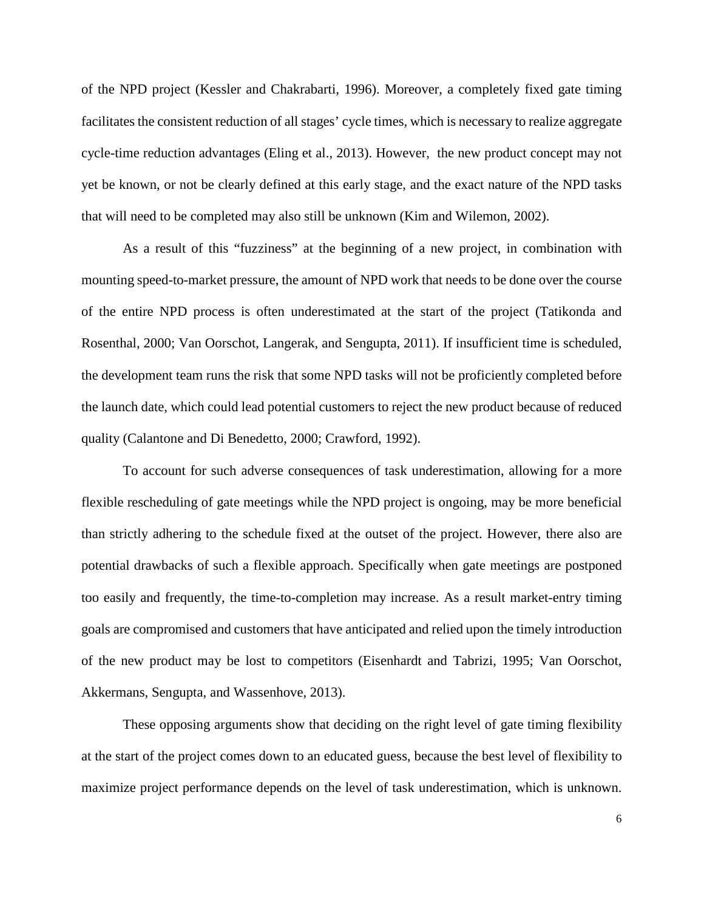of the NPD project (Kessler and Chakrabarti, 1996). Moreover, a completely fixed gate timing facilitates the consistent reduction of all stages' cycle times, which is necessary to realize aggregate cycle-time reduction advantages (Eling et al., 2013). However, the new product concept may not yet be known, or not be clearly defined at this early stage, and the exact nature of the NPD tasks that will need to be completed may also still be unknown (Kim and Wilemon, 2002).

As a result of this "fuzziness" at the beginning of a new project, in combination with mounting speed-to-market pressure, the amount of NPD work that needs to be done over the course of the entire NPD process is often underestimated at the start of the project (Tatikonda and Rosenthal, 2000; Van Oorschot, Langerak, and Sengupta, 2011). If insufficient time is scheduled, the development team runs the risk that some NPD tasks will not be proficiently completed before the launch date, which could lead potential customers to reject the new product because of reduced quality (Calantone and Di Benedetto, 2000; Crawford, 1992).

To account for such adverse consequences of task underestimation, allowing for a more flexible rescheduling of gate meetings while the NPD project is ongoing, may be more beneficial than strictly adhering to the schedule fixed at the outset of the project. However, there also are potential drawbacks of such a flexible approach. Specifically when gate meetings are postponed too easily and frequently, the time-to-completion may increase. As a result market-entry timing goals are compromised and customers that have anticipated and relied upon the timely introduction of the new product may be lost to competitors (Eisenhardt and Tabrizi, 1995; Van Oorschot, Akkermans, Sengupta, and Wassenhove, 2013).

These opposing arguments show that deciding on the right level of gate timing flexibility at the start of the project comes down to an educated guess, because the best level of flexibility to maximize project performance depends on the level of task underestimation, which is unknown.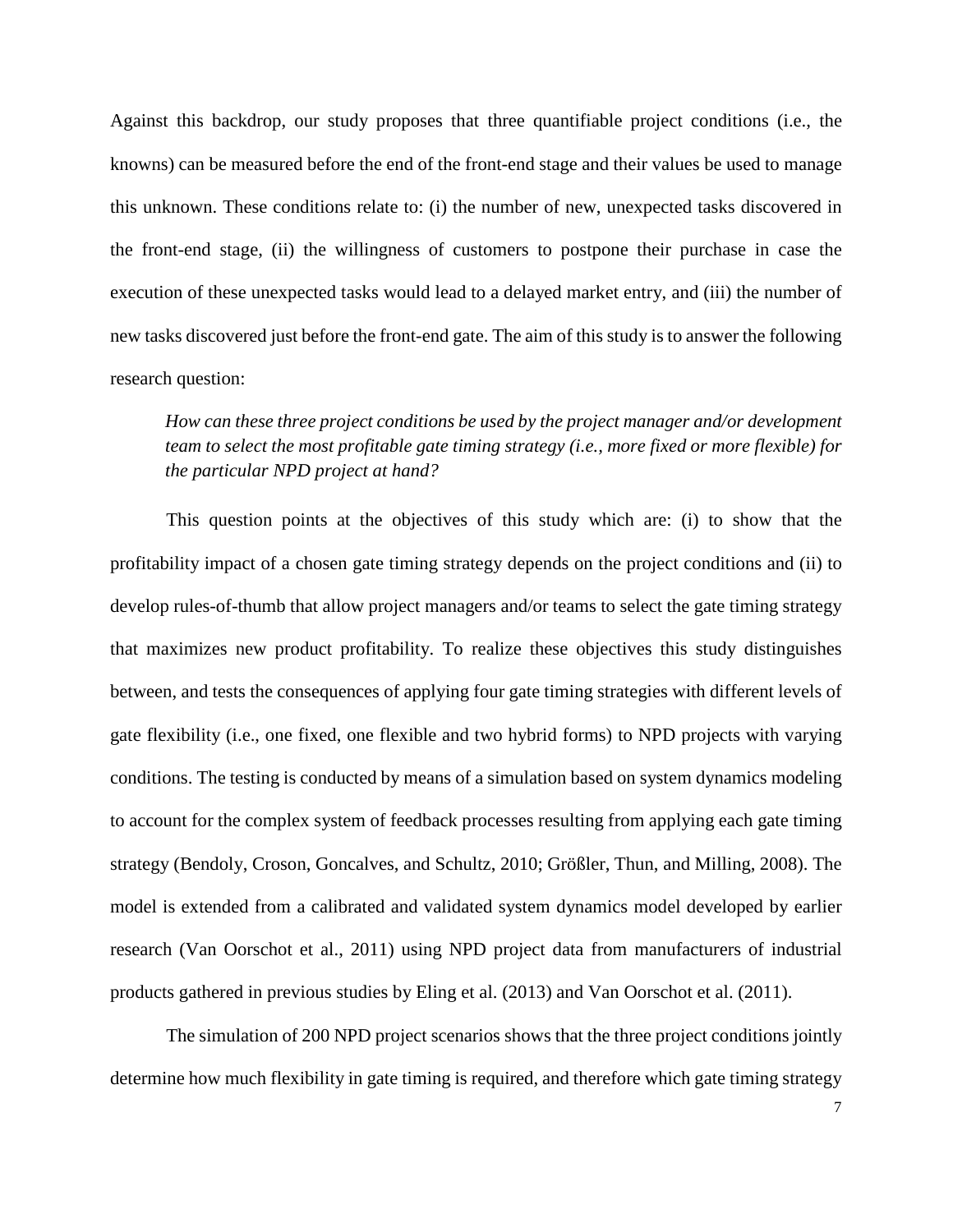Against this backdrop, our study proposes that three quantifiable project conditions (i.e., the knowns) can be measured before the end of the front-end stage and their values be used to manage this unknown. These conditions relate to: (i) the number of new, unexpected tasks discovered in the front-end stage, (ii) the willingness of customers to postpone their purchase in case the execution of these unexpected tasks would lead to a delayed market entry, and (iii) the number of new tasks discovered just before the front-end gate. The aim of this study is to answer the following research question:

> *How can these three project conditions be used by the project manager and/or development team to select the most profitable gate timing strategy (i.e., more fixed or more flexible) for the particular NPD project at hand?*

This question points at the objectives of this study which are: (i) to show that the profitability impact of a chosen gate timing strategy depends on the project conditions and (ii) to develop rules-of-thumb that allow project managers and/or teams to select the gate timing strategy that maximizes new product profitability. To realize these objectives this study distinguishes between, and tests the consequences of applying four gate timing strategies with different levels of gate flexibility (i.e., one fixed, one flexible and two hybrid forms) to NPD projects with varying conditions. The testing is conducted by means of a simulation based on system dynamics modeling to account for the complex system of feedback processes resulting from applying each gate timing strategy (Bendoly, Croson, Goncalves, and Schultz, 2010; Größler, Thun, and Milling, 2008). The model is extended from a calibrated and validated system dynamics model developed by earlier research (Van Oorschot et al., 2011) using NPD project data from manufacturers of industrial products gathered in previous studies by Eling et al. (2013) and Van Oorschot et al. (2011).

The simulation of 200 NPD project scenarios shows that the three project conditions jointly determine how much flexibility in gate timing is required, and therefore which gate timing strategy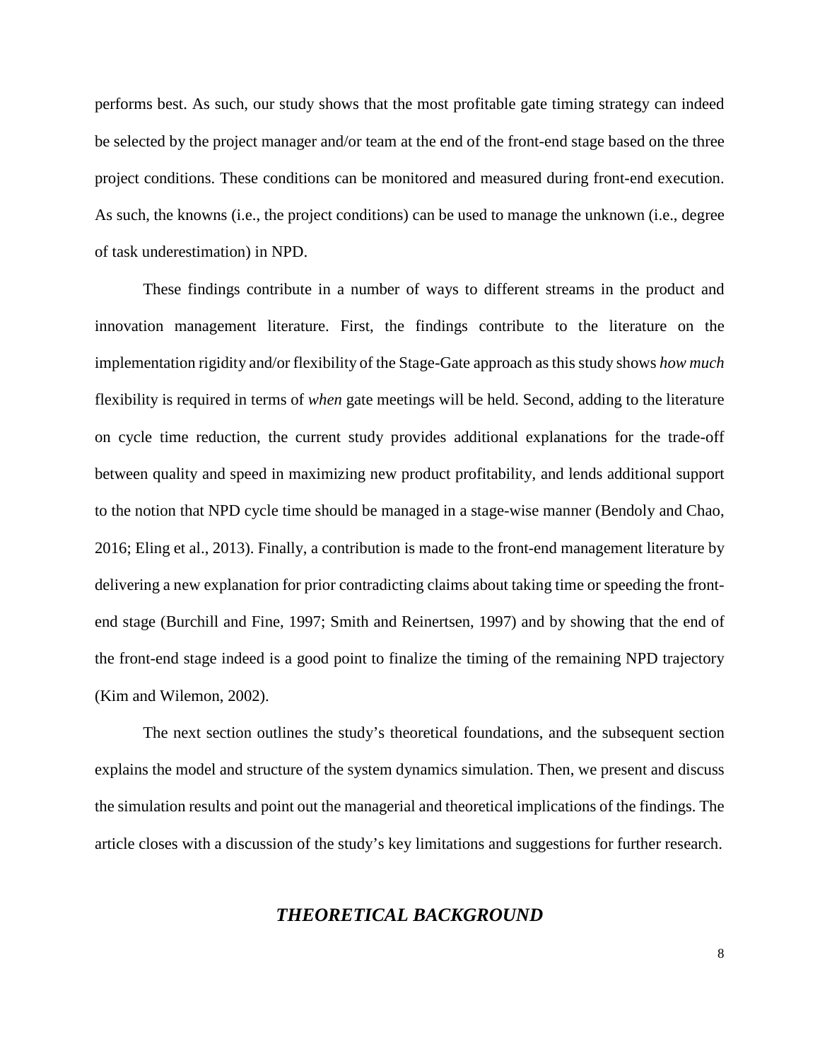performs best. As such, our study shows that the most profitable gate timing strategy can indeed be selected by the project manager and/or team at the end of the front-end stage based on the three project conditions. These conditions can be monitored and measured during front-end execution. As such, the knowns (i.e., the project conditions) can be used to manage the unknown (i.e., degree of task underestimation) in NPD.

These findings contribute in a number of ways to different streams in the product and innovation management literature. First, the findings contribute to the literature on the implementation rigidity and/or flexibility of the Stage-Gate approach as this study shows *how much* flexibility is required in terms of *when* gate meetings will be held. Second, adding to the literature on cycle time reduction, the current study provides additional explanations for the trade-off between quality and speed in maximizing new product profitability, and lends additional support to the notion that NPD cycle time should be managed in a stage-wise manner (Bendoly and Chao, 2016; Eling et al., 2013). Finally, a contribution is made to the front-end management literature by delivering a new explanation for prior contradicting claims about taking time or speeding the front-end stage (Burchill and Fine, 1997; Smith and Reinertsen, 1997) and by showing that the end of the front-end stage indeed is a good point to finalize the timing of the remaining NPD trajectory (Kim and Wilemon, 2002).

The next section outlines the study's theoretical foundations, and the subsequent section explains the model and structure of the system dynamics simulation. Then, we present and discuss the simulation results and point out the managerial and theoretical implications of the findings. The article closes with a discussion of the study's key limitations and suggestions for further research.

## *THEORETICAL BACKGROUND*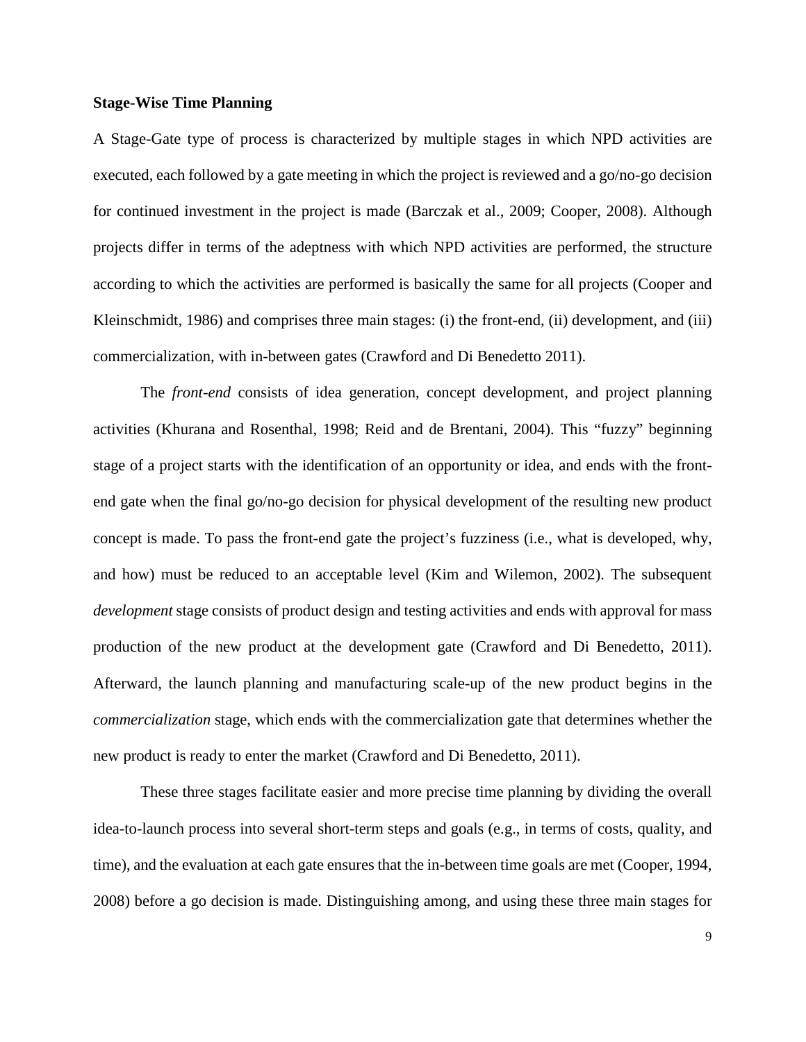### Stage-Wise Time Planning

A Stage-Gate type of process is characterized by multiple stages in which NPD activities are executed, each followed by a gate meeting in which the project is reviewed and a go/no-go decision for continued investment in the project is made (Barczak et al., 2009; Cooper, 2008). Although projects differ in terms of the adeptness with which NPD activities are performed, the structure according to which the activities are performed is basically the same for all projects (Cooper and Kleinschmidt, 1986) and comprises three main stages: (i) the front-end, (ii) development, and (iii) commercialization, with in-between gates (Crawford and Di Benedetto 2011).

The *front-end* consists of idea generation, concept development, and project planning activities (Khurana and Rosenthal, 1998; Reid and de Brentani, 2004). This "fuzzy" beginning stage of a project starts with the identification of an opportunity or idea, and ends with the front-end gate when the final go/no-go decision for physical development of the resulting new product concept is made. To pass the front-end gate the project's fuzziness (i.e., what is developed, why, and how) must be reduced to an acceptable level (Kim and Wilemon, 2002). The subsequent *development* stage consists of product design and testing activities and ends with approval for mass production of the new product at the development gate (Crawford and Di Benedetto, 2011). Afterward, the launch planning and manufacturing scale-up of the new product begins in the *commercialization* stage, which ends with the commercialization gate that determines whether the new product is ready to enter the market (Crawford and Di Benedetto, 2011).

These three stages facilitate easier and more precise time planning by dividing the overall idea-to-launch process into several short-term steps and goals (e.g., in terms of costs, quality, and time), and the evaluation at each gate ensures that the in-between time goals are met (Cooper, 1994, 2008) before a go decision is made. Distinguishing among, and using these three main stages for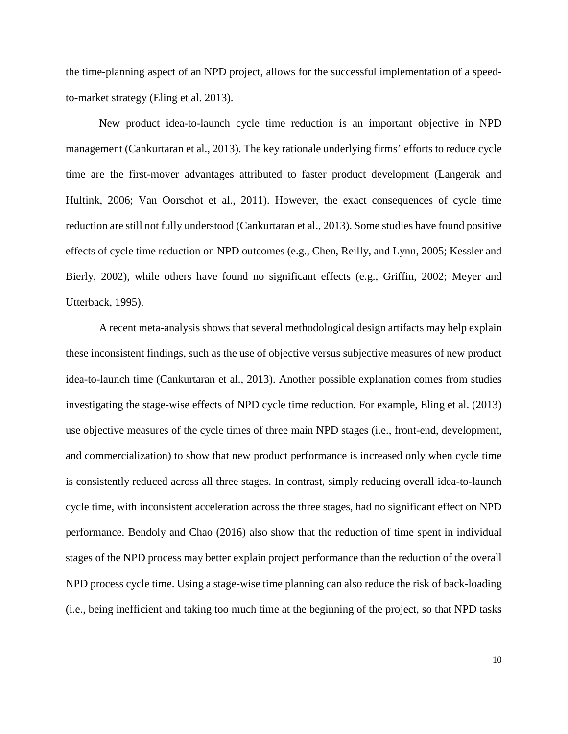the time-planning aspect of an NPD project, allows for the successful implementation of a speed-to-market strategy (Eling et al. 2013).

New product idea-to-launch cycle time reduction is an important objective in NPD management (Cankurtaran et al., 2013). The key rationale underlying firms' efforts to reduce cycle time are the first-mover advantages attributed to faster product development (Langerak and Hultink, 2006; Van Oorschot et al., 2011). However, the exact consequences of cycle time reduction are still not fully understood (Cankurtaran et al., 2013). Some studies have found positive effects of cycle time reduction on NPD outcomes (e.g., Chen, Reilly, and Lynn, 2005; Kessler and Bierly, 2002), while others have found no significant effects (e.g., Griffin, 2002; Meyer and Utterback, 1995).

A recent meta-analysis shows that several methodological design artifacts may help explain these inconsistent findings, such as the use of objective versus subjective measures of new product idea-to-launch time (Cankurtaran et al., 2013). Another possible explanation comes from studies investigating the stage-wise effects of NPD cycle time reduction. For example, Eling et al. (2013) use objective measures of the cycle times of three main NPD stages (i.e., front-end, development, and commercialization) to show that new product performance is increased only when cycle time is consistently reduced across all three stages. In contrast, simply reducing overall idea-to-launch cycle time, with inconsistent acceleration across the three stages, had no significant effect on NPD performance. Bendoly and Chao (2016) also show that the reduction of time spent in individual stages of the NPD process may better explain project performance than the reduction of the overall NPD process cycle time. Using a stage-wise time planning can also reduce the risk of back-loading (i.e., being inefficient and taking too much time at the beginning of the project, so that NPD tasks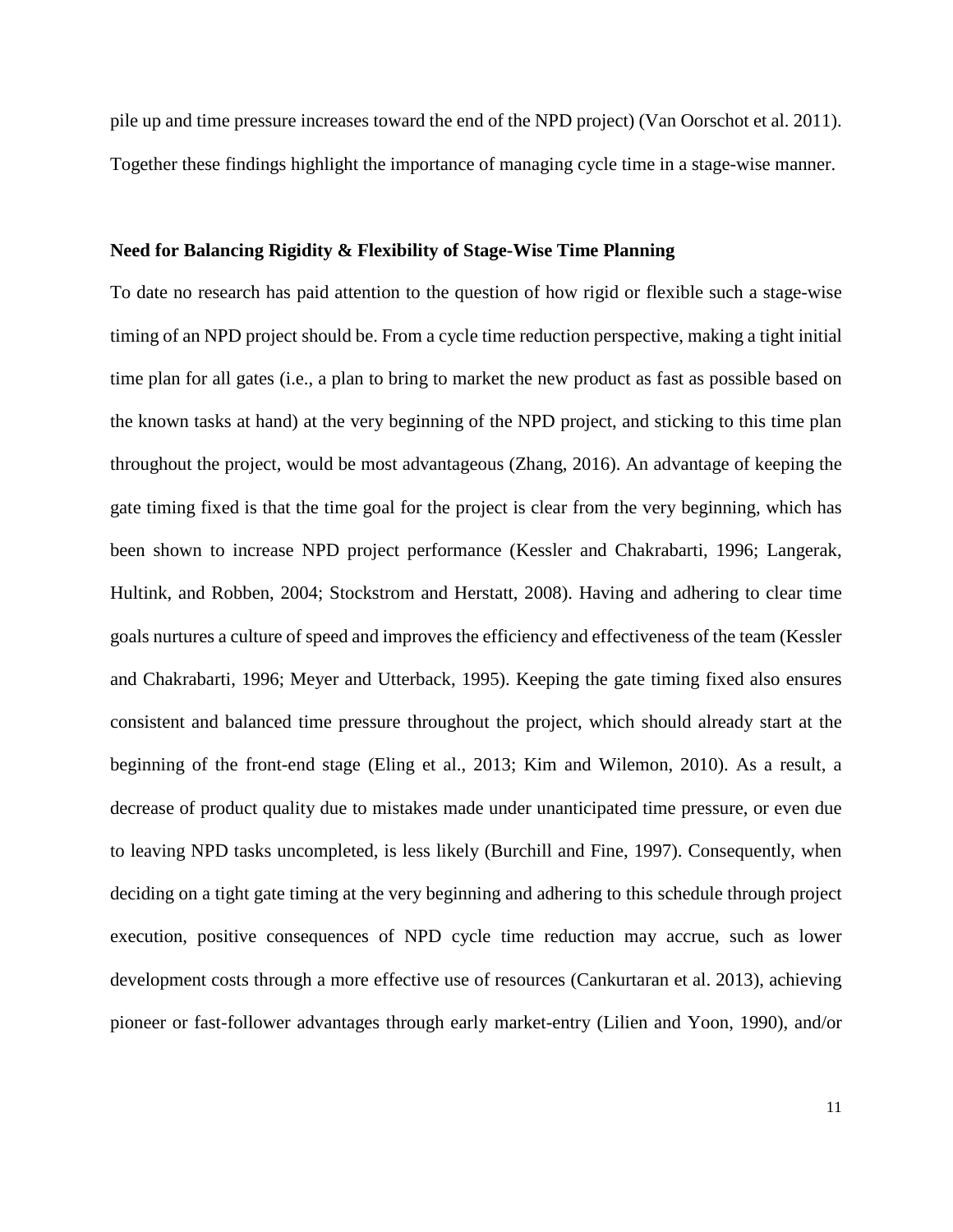pile up and time pressure increases toward the end of the NPD project) (Van Oorschot et al. 2011). Together these findings highlight the importance of managing cycle time in a stage-wise manner.

### Need for Balancing Rigidity & Flexibility of Stage-Wise Time Planning

To date no research has paid attention to the question of how rigid or flexible such a stage-wise timing of an NPD project should be. From a cycle time reduction perspective, making a tight initial time plan for all gates (i.e., a plan to bring to market the new product as fast as possible based on the known tasks at hand) at the very beginning of the NPD project, and sticking to this time plan throughout the project, would be most advantageous (Zhang, 2016). An advantage of keeping the gate timing fixed is that the time goal for the project is clear from the very beginning, which has been shown to increase NPD project performance (Kessler and Chakrabarti, 1996; Langerak, Hultink, and Robben, 2004; Stockstrom and Herstatt, 2008). Having and adhering to clear time goals nurtures a culture of speed and improves the efficiency and effectiveness of the team (Kessler and Chakrabarti, 1996; Meyer and Utterback, 1995). Keeping the gate timing fixed also ensures consistent and balanced time pressure throughout the project, which should already start at the beginning of the front-end stage (Eling et al., 2013; Kim and Wilemon, 2010). As a result, a decrease of product quality due to mistakes made under unanticipated time pressure, or even due to leaving NPD tasks uncompleted, is less likely (Burchill and Fine, 1997). Consequently, when deciding on a tight gate timing at the very beginning and adhering to this schedule through project execution, positive consequences of NPD cycle time reduction may accrue, such as lower development costs through a more effective use of resources (Cankurtaran et al. 2013), achieving pioneer or fast-follower advantages through early market-entry (Lilien and Yoon, 1990), and/or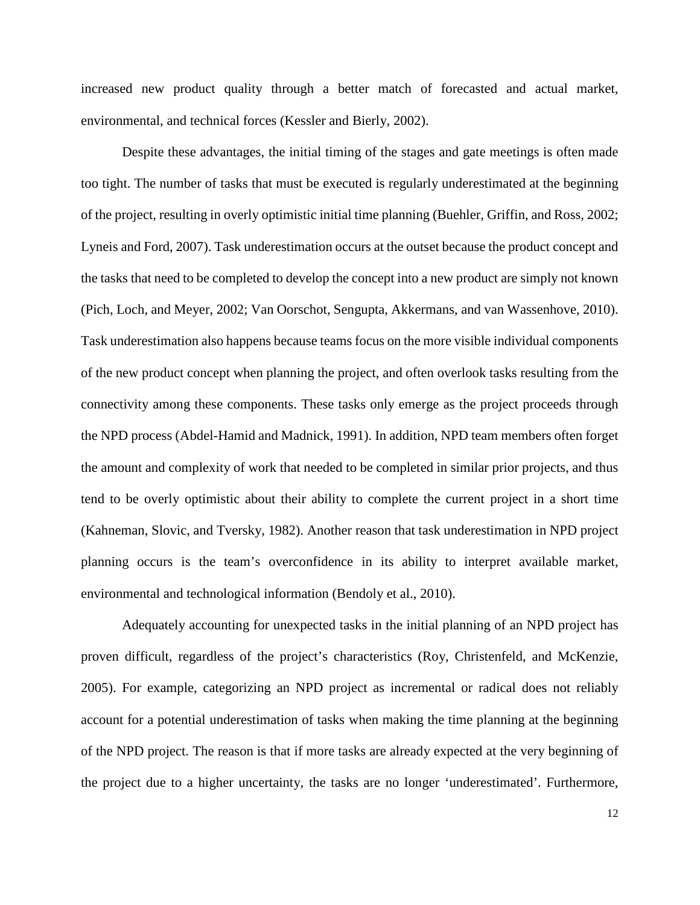increased new product quality through a better match of forecasted and actual market, environmental, and technical forces (Kessler and Bierly, 2002).

Despite these advantages, the initial timing of the stages and gate meetings is often made too tight. The number of tasks that must be executed is regularly underestimated at the beginning of the project, resulting in overly optimistic initial time planning (Buehler, Griffin, and Ross, 2002; Lyneis and Ford, 2007). Task underestimation occurs at the outset because the product concept and the tasks that need to be completed to develop the concept into a new product are simply not known (Pich, Loch, and Meyer, 2002; Van Oorschot, Sengupta, Akkermans, and van Wassenhove, 2010). Task underestimation also happens because teams focus on the more visible individual components of the new product concept when planning the project, and often overlook tasks resulting from the connectivity among these components. These tasks only emerge as the project proceeds through the NPD process (Abdel-Hamid and Madnick, 1991). In addition, NPD team members often forget the amount and complexity of work that needed to be completed in similar prior projects, and thus tend to be overly optimistic about their ability to complete the current project in a short time (Kahneman, Slovic, and Tversky, 1982). Another reason that task underestimation in NPD project planning occurs is the team's overconfidence in its ability to interpret available market, environmental and technological information (Bendoly et al., 2010).

Adequately accounting for unexpected tasks in the initial planning of an NPD project has proven difficult, regardless of the project's characteristics (Roy, Christenfeld, and McKenzie, 2005). For example, categorizing an NPD project as incremental or radical does not reliably account for a potential underestimation of tasks when making the time planning at the beginning of the NPD project. The reason is that if more tasks are already expected at the very beginning of the project due to a higher uncertainty, the tasks are no longer 'underestimated'. Furthermore,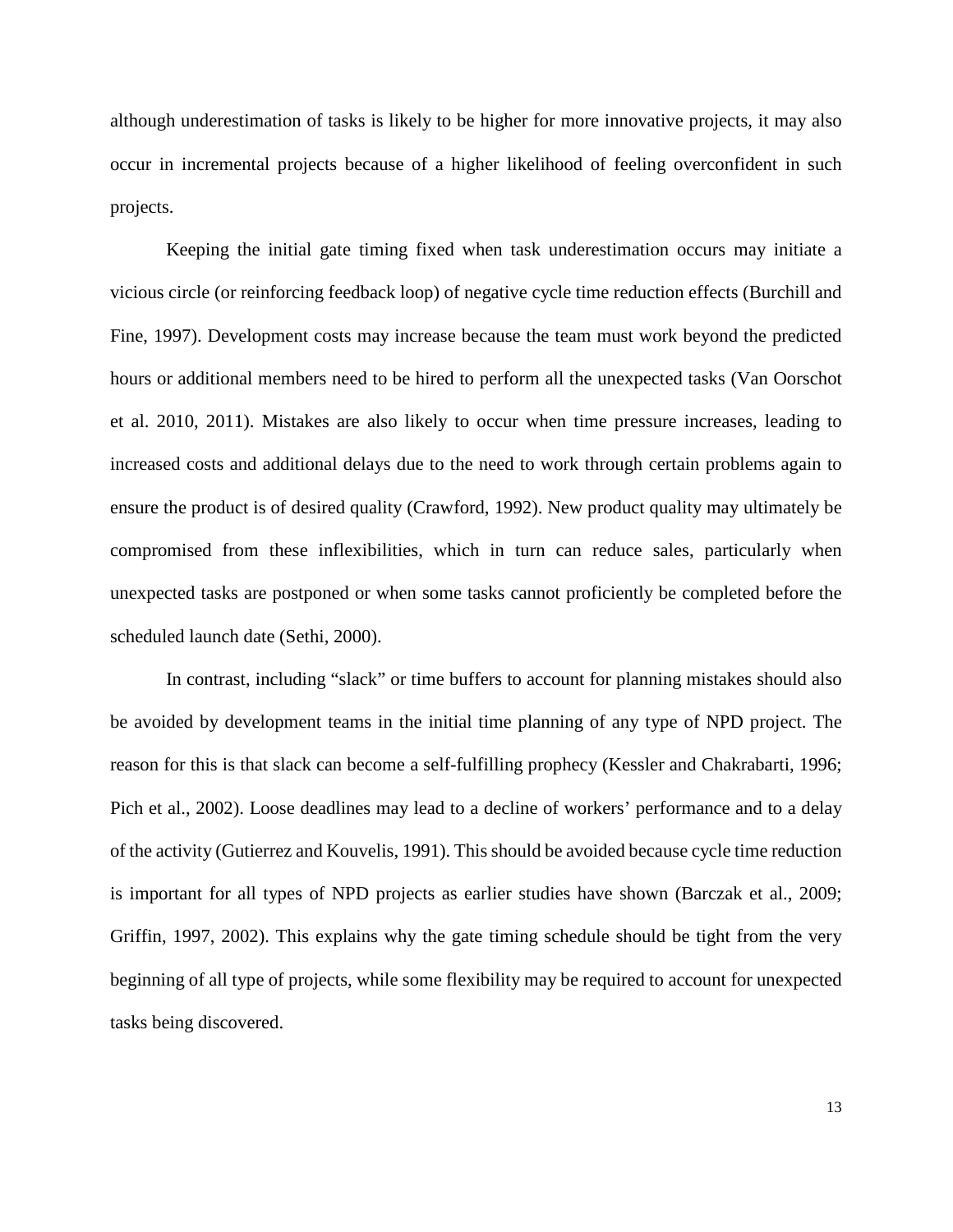although underestimation of tasks is likely to be higher for more innovative projects, it may also occur in incremental projects because of a higher likelihood of feeling overconfident in such projects.

Keeping the initial gate timing fixed when task underestimation occurs may initiate a vicious circle (or reinforcing feedback loop) of negative cycle time reduction effects (Burchill and Fine, 1997). Development costs may increase because the team must work beyond the predicted hours or additional members need to be hired to perform all the unexpected tasks (Van Oorschot et al. 2010, 2011). Mistakes are also likely to occur when time pressure increases, leading to increased costs and additional delays due to the need to work through certain problems again to ensure the product is of desired quality (Crawford, 1992). New product quality may ultimately be compromised from these inflexibilities, which in turn can reduce sales, particularly when unexpected tasks are postponed or when some tasks cannot proficiently be completed before the scheduled launch date (Sethi, 2000).

In contrast, including "slack" or time buffers to account for planning mistakes should also be avoided by development teams in the initial time planning of any type of NPD project. The reason for this is that slack can become a self-fulfilling prophecy (Kessler and Chakrabarti, 1996; Pich et al., 2002). Loose deadlines may lead to a decline of workers' performance and to a delay of the activity (Gutierrez and Kouvelis, 1991). This should be avoided because cycle time reduction is important for all types of NPD projects as earlier studies have shown (Barczak et al., 2009; Griffin, 1997, 2002). This explains why the gate timing schedule should be tight from the very beginning of all type of projects, while some flexibility may be required to account for unexpected tasks being discovered.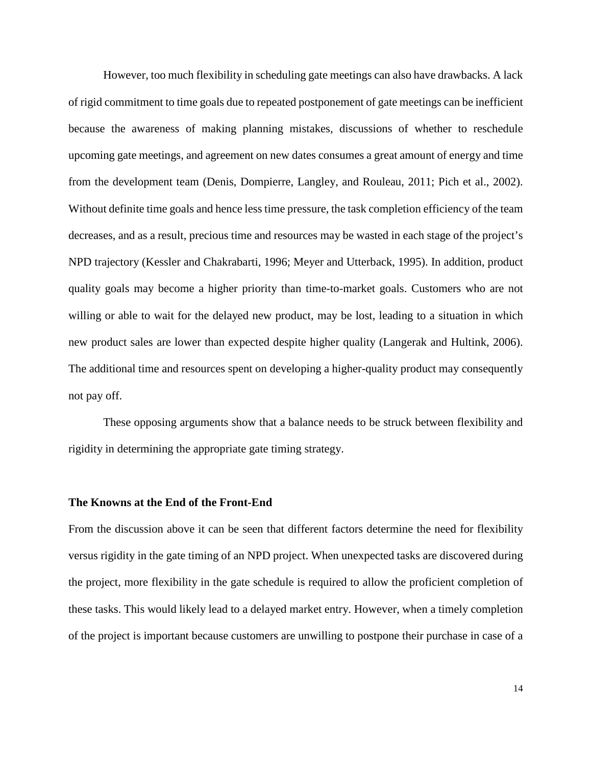However, too much flexibility in scheduling gate meetings can also have drawbacks. A lack of rigid commitment to time goals due to repeated postponement of gate meetings can be inefficient because the awareness of making planning mistakes, discussions of whether to reschedule upcoming gate meetings, and agreement on new dates consumes a great amount of energy and time from the development team (Denis, Dompierre, Langley, and Rouleau, 2011; Pich et al., 2002). Without definite time goals and hence less time pressure, the task completion efficiency of the team decreases, and as a result, precious time and resources may be wasted in each stage of the project's NPD trajectory (Kessler and Chakrabarti, 1996; Meyer and Utterback, 1995). In addition, product quality goals may become a higher priority than time-to-market goals. Customers who are not willing or able to wait for the delayed new product, may be lost, leading to a situation in which new product sales are lower than expected despite higher quality (Langerak and Hultink, 2006). The additional time and resources spent on developing a higher-quality product may consequently not pay off.

These opposing arguments show that a balance needs to be struck between flexibility and rigidity in determining the appropriate gate timing strategy.

### The Knowns at the End of the Front-End

From the discussion above it can be seen that different factors determine the need for flexibility versus rigidity in the gate timing of an NPD project. When unexpected tasks are discovered during the project, more flexibility in the gate schedule is required to allow the proficient completion of these tasks. This would likely lead to a delayed market entry. However, when a timely completion of the project is important because customers are unwilling to postpone their purchase in case of a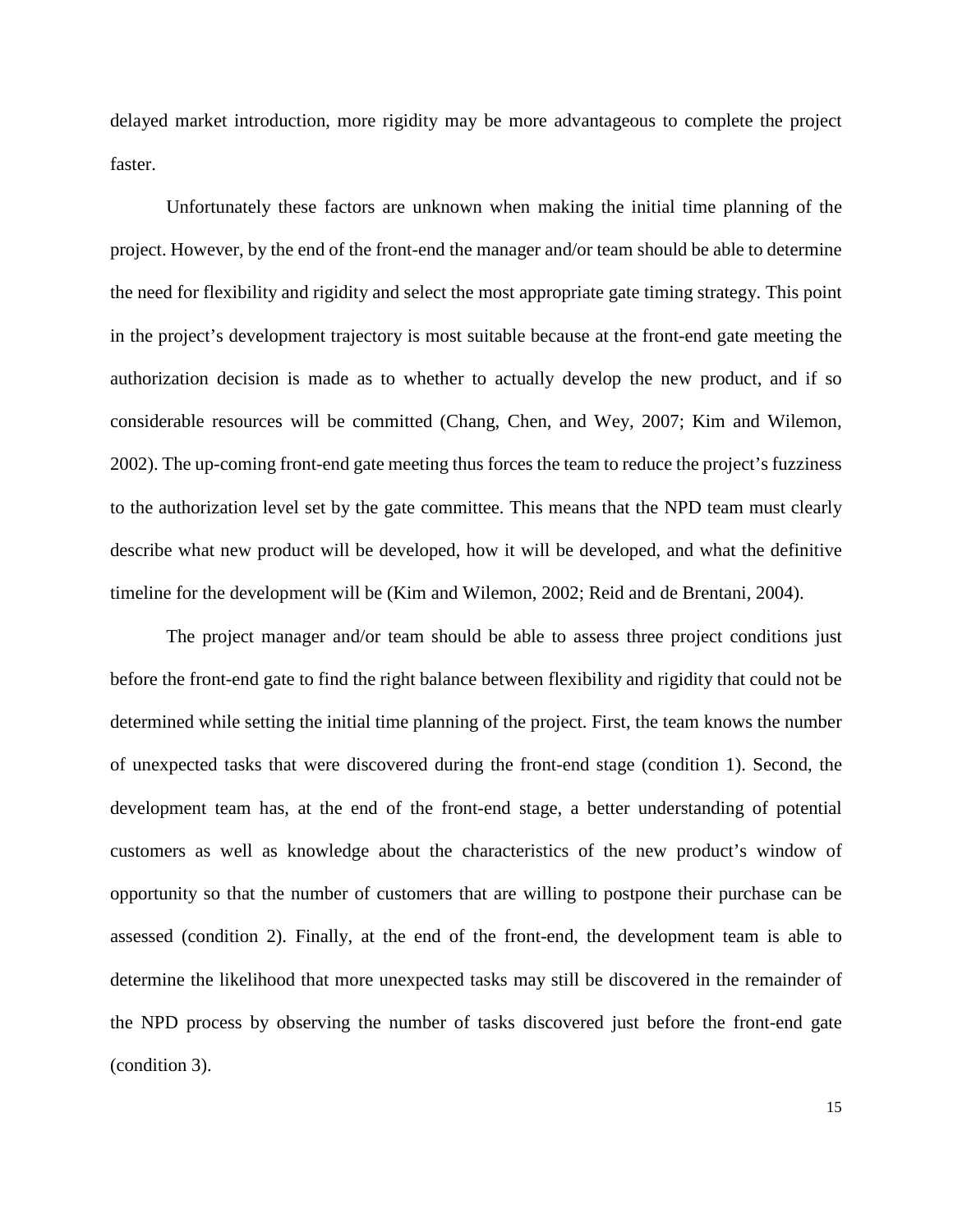delayed market introduction, more rigidity may be more advantageous to complete the project faster.

Unfortunately these factors are unknown when making the initial time planning of the project. However, by the end of the front-end the manager and/or team should be able to determine the need for flexibility and rigidity and select the most appropriate gate timing strategy. This point in the project's development trajectory is most suitable because at the front-end gate meeting the authorization decision is made as to whether to actually develop the new product, and if so considerable resources will be committed (Chang, Chen, and Wey, 2007; Kim and Wilemon, 2002). The up-coming front-end gate meeting thus forces the team to reduce the project's fuzziness to the authorization level set by the gate committee. This means that the NPD team must clearly describe what new product will be developed, how it will be developed, and what the definitive timeline for the development will be (Kim and Wilemon, 2002; Reid and de Brentani, 2004).

The project manager and/or team should be able to assess three project conditions just before the front-end gate to find the right balance between flexibility and rigidity that could not be determined while setting the initial time planning of the project. First, the team knows the number of unexpected tasks that were discovered during the front-end stage (condition 1). Second, the development team has, at the end of the front-end stage, a better understanding of potential customers as well as knowledge about the characteristics of the new product's window of opportunity so that the number of customers that are willing to postpone their purchase can be assessed (condition 2). Finally, at the end of the front-end, the development team is able to determine the likelihood that more unexpected tasks may still be discovered in the remainder of the NPD process by observing the number of tasks discovered just before the front-end gate (condition 3).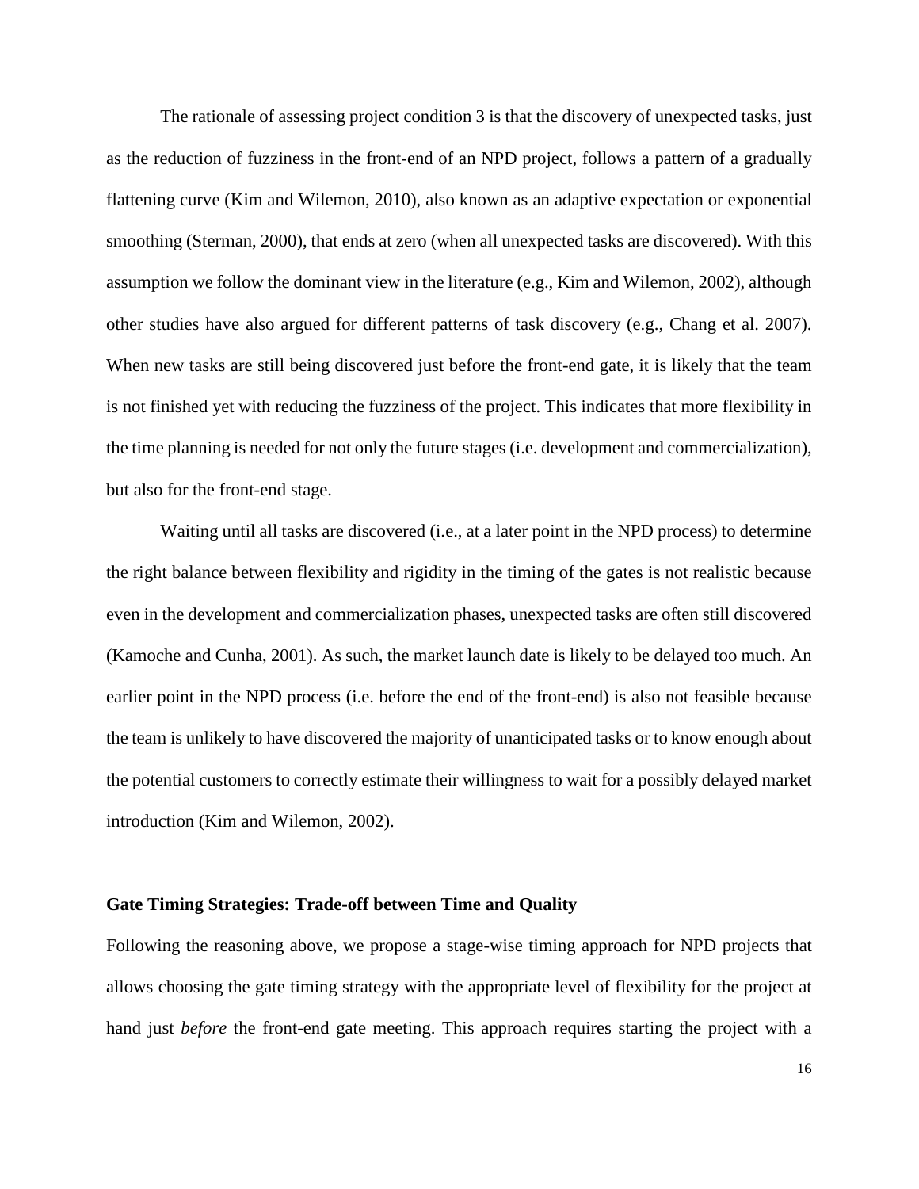The rationale of assessing project condition 3 is that the discovery of unexpected tasks, just as the reduction of fuzziness in the front-end of an NPD project, follows a pattern of a gradually flattening curve (Kim and Wilemon, 2010), also known as an adaptive expectation or exponential smoothing (Sterman, 2000), that ends at zero (when all unexpected tasks are discovered). With this assumption we follow the dominant view in the literature (e.g., Kim and Wilemon, 2002), although other studies have also argued for different patterns of task discovery (e.g., Chang et al. 2007). When new tasks are still being discovered just before the front-end gate, it is likely that the team is not finished yet with reducing the fuzziness of the project. This indicates that more flexibility in the time planning is needed for not only the future stages (i.e. development and commercialization), but also for the front-end stage.

Waiting until all tasks are discovered (i.e., at a later point in the NPD process) to determine the right balance between flexibility and rigidity in the timing of the gates is not realistic because even in the development and commercialization phases, unexpected tasks are often still discovered (Kamoche and Cunha, 2001). As such, the market launch date is likely to be delayed too much. An earlier point in the NPD process (i.e. before the end of the front-end) is also not feasible because the team is unlikely to have discovered the majority of unanticipated tasks or to know enough about the potential customers to correctly estimate their willingness to wait for a possibly delayed market introduction (Kim and Wilemon, 2002).

**Gate Timing Strategies: Trade-off between Time and Quality**

Following the reasoning above, we propose a stage-wise timing approach for NPD projects that allows choosing the gate timing strategy with the appropriate level of flexibility for the project at hand just *before* the front-end gate meeting. This approach requires starting the project with a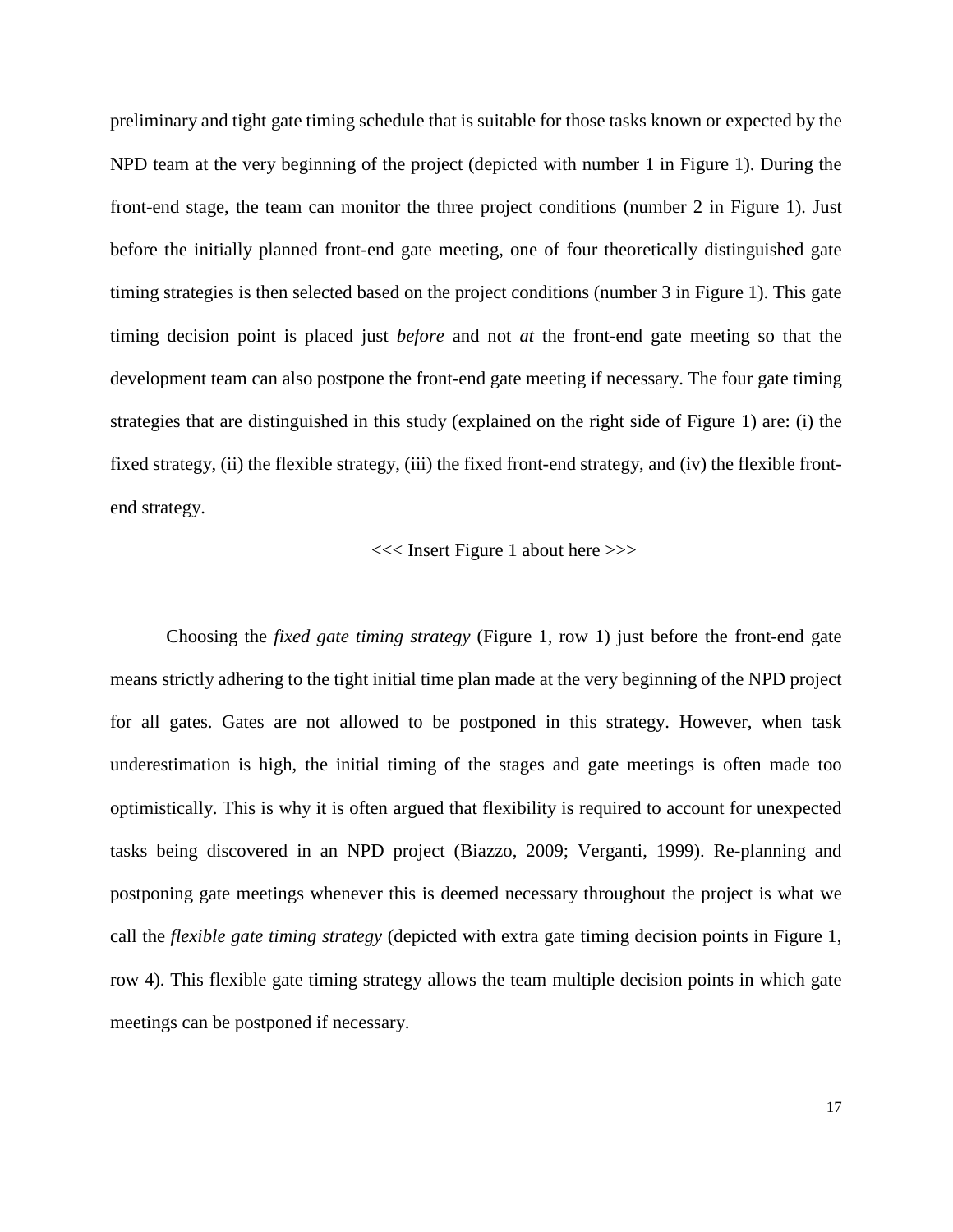preliminary and tight gate timing schedule that is suitable for those tasks known or expected by the NPD team at the very beginning of the project (depicted with number 1 in Figure 1). During the front-end stage, the team can monitor the three project conditions (number 2 in Figure 1). Just before the initially planned front-end gate meeting, one of four theoretically distinguished gate timing strategies is then selected based on the project conditions (number 3 in Figure 1). This gate timing decision point is placed just *before* and not *at* the front-end gate meeting so that the development team can also postpone the front-end gate meeting if necessary. The four gate timing strategies that are distinguished in this study (explained on the right side of Figure 1) are: (i) the fixed strategy, (ii) the flexible strategy, (iii) the fixed front-end strategy, and (iv) the flexible front-end strategy.

<<< Insert Figure 1 about here >>>

Choosing the *fixed gate timing strategy* (Figure 1, row 1) just before the front-end gate means strictly adhering to the tight initial time plan made at the very beginning of the NPD project for all gates. Gates are not allowed to be postponed in this strategy. However, when task underestimation is high, the initial timing of the stages and gate meetings is often made too optimistically. This is why it is often argued that flexibility is required to account for unexpected tasks being discovered in an NPD project (Biazzo, 2009; Verganti, 1999). Re-planning and postponing gate meetings whenever this is deemed necessary throughout the project is what we call the *flexible gate timing strategy* (depicted with extra gate timing decision points in Figure 1, row 4). This flexible gate timing strategy allows the team multiple decision points in which gate meetings can be postponed if necessary.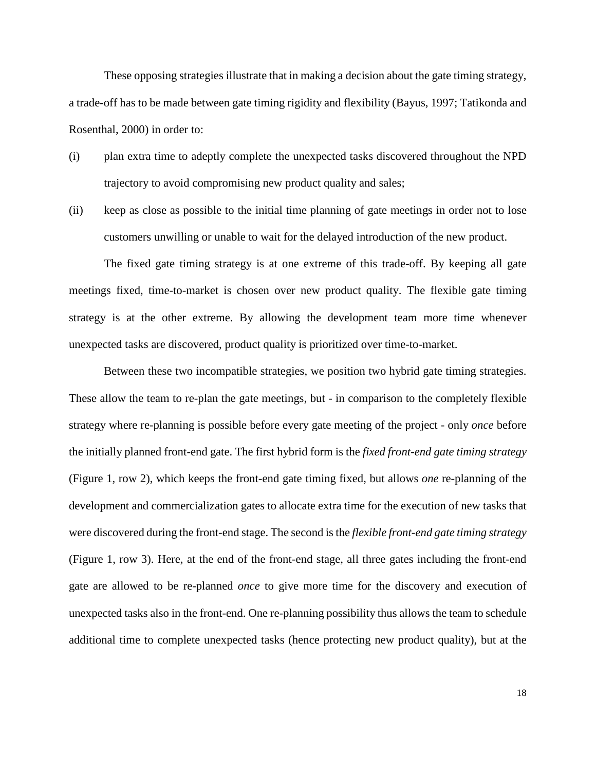These opposing strategies illustrate that in making a decision about the gate timing strategy, a trade-off has to be made between gate timing rigidity and flexibility (Bayus, 1997; Tatikonda and Rosenthal, 2000) in order to:

(i) plan extra time to adeptly complete the unexpected tasks discovered throughout the NPD trajectory to avoid compromising new product quality and sales;

(ii) keep as close as possible to the initial time planning of gate meetings in order not to lose customers unwilling or unable to wait for the delayed introduction of the new product.

The fixed gate timing strategy is at one extreme of this trade-off. By keeping all gate meetings fixed, time-to-market is chosen over new product quality. The flexible gate timing strategy is at the other extreme. By allowing the development team more time whenever unexpected tasks are discovered, product quality is prioritized over time-to-market.

Between these two incompatible strategies, we position two hybrid gate timing strategies. These allow the team to re-plan the gate meetings, but - in comparison to the completely flexible strategy where re-planning is possible before every gate meeting of the project - only *once* before the initially planned front-end gate. The first hybrid form is the *fixed front-end gate timing strategy* (Figure 1, row 2), which keeps the front-end gate timing fixed, but allows *one* re-planning of the development and commercialization gates to allocate extra time for the execution of new tasks that were discovered during the front-end stage. The second is the *flexible front-end gate timing strategy* (Figure 1, row 3). Here, at the end of the front-end stage, all three gates including the front-end gate are allowed to be re-planned *once* to give more time for the discovery and execution of unexpected tasks also in the front-end. One re-planning possibility thus allows the team to schedule additional time to complete unexpected tasks (hence protecting new product quality), but at the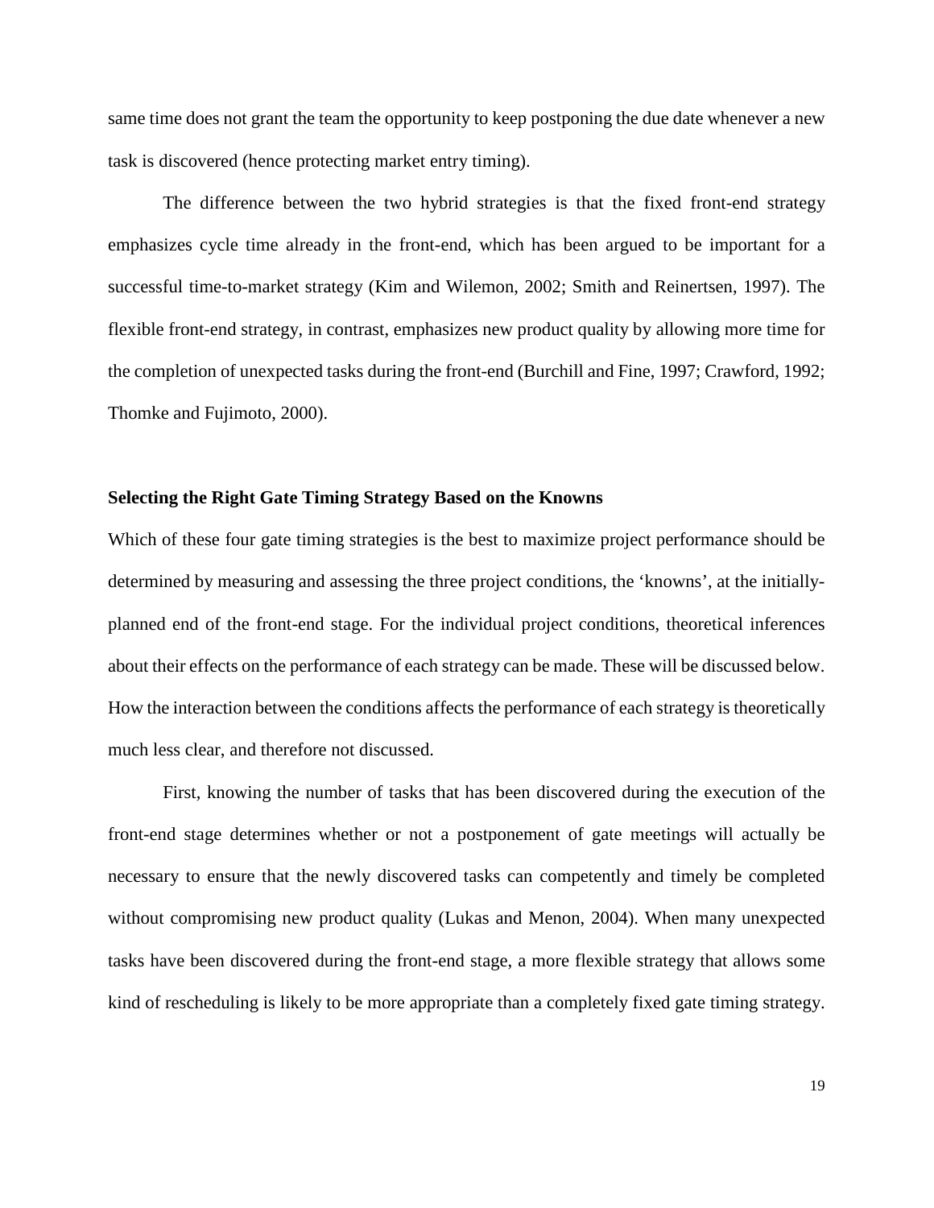same time does not grant the team the opportunity to keep postponing the due date whenever a new task is discovered (hence protecting market entry timing).

The difference between the two hybrid strategies is that the fixed front-end strategy emphasizes cycle time already in the front-end, which has been argued to be important for a successful time-to-market strategy (Kim and Wilemon, 2002; Smith and Reinertsen, 1997). The flexible front-end strategy, in contrast, emphasizes new product quality by allowing more time for the completion of unexpected tasks during the front-end (Burchill and Fine, 1997; Crawford, 1992; Thomke and Fujimoto, 2000).

**Selecting the Right Gate Timing Strategy Based on the Knowns**

Which of these four gate timing strategies is the best to maximize project performance should be determined by measuring and assessing the three project conditions, the 'knowns', at the initially-planned end of the front-end stage. For the individual project conditions, theoretical inferences about their effects on the performance of each strategy can be made. These will be discussed below. How the interaction between the conditions affects the performance of each strategy is theoretically much less clear, and therefore not discussed.

First, knowing the number of tasks that has been discovered during the execution of the front-end stage determines whether or not a postponement of gate meetings will actually be necessary to ensure that the newly discovered tasks can competently and timely be completed without compromising new product quality (Lukas and Menon, 2004). When many unexpected tasks have been discovered during the front-end stage, a more flexible strategy that allows some kind of rescheduling is likely to be more appropriate than a completely fixed gate timing strategy.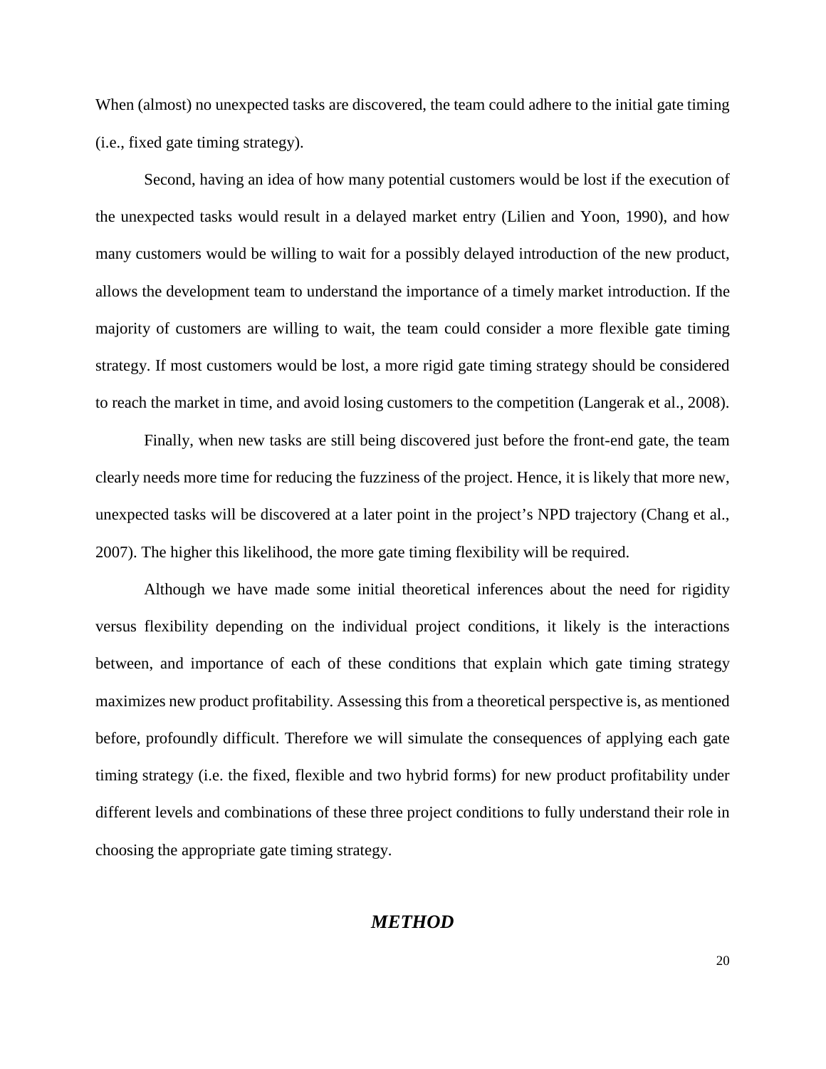When (almost) no unexpected tasks are discovered, the team could adhere to the initial gate timing (i.e., fixed gate timing strategy).

Second, having an idea of how many potential customers would be lost if the execution of the unexpected tasks would result in a delayed market entry (Lilien and Yoon, 1990), and how many customers would be willing to wait for a possibly delayed introduction of the new product, allows the development team to understand the importance of a timely market introduction. If the majority of customers are willing to wait, the team could consider a more flexible gate timing strategy. If most customers would be lost, a more rigid gate timing strategy should be considered to reach the market in time, and avoid losing customers to the competition (Langerak et al., 2008).

Finally, when new tasks are still being discovered just before the front-end gate, the team clearly needs more time for reducing the fuzziness of the project. Hence, it is likely that more new, unexpected tasks will be discovered at a later point in the project's NPD trajectory (Chang et al., 2007). The higher this likelihood, the more gate timing flexibility will be required.

Although we have made some initial theoretical inferences about the need for rigidity versus flexibility depending on the individual project conditions, it likely is the interactions between, and importance of each of these conditions that explain which gate timing strategy maximizes new product profitability. Assessing this from a theoretical perspective is, as mentioned before, profoundly difficult. Therefore we will simulate the consequences of applying each gate timing strategy (i.e. the fixed, flexible and two hybrid forms) for new product profitability under different levels and combinations of these three project conditions to fully understand their role in choosing the appropriate gate timing strategy.

## *METHOD*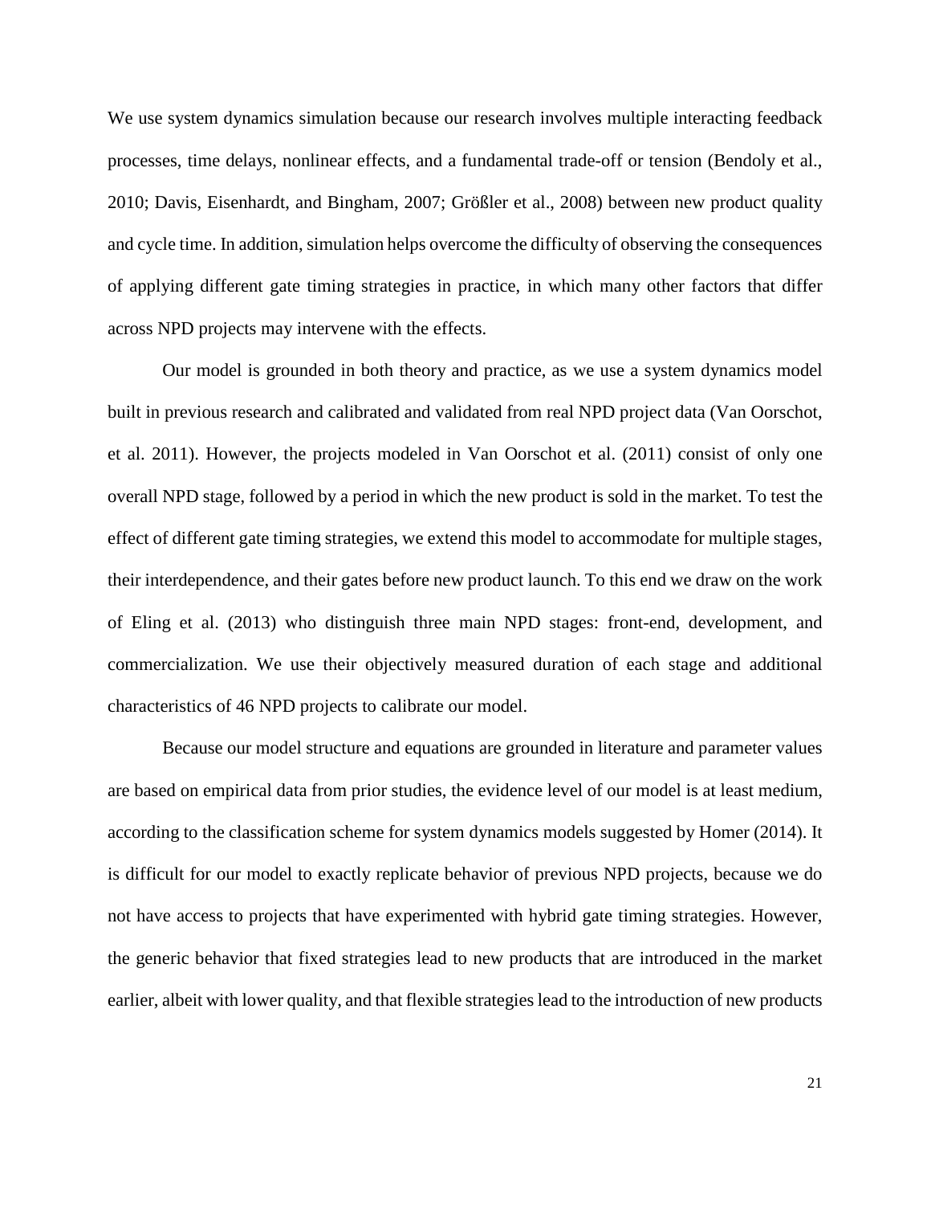We use system dynamics simulation because our research involves multiple interacting feedback processes, time delays, nonlinear effects, and a fundamental trade-off or tension (Bendoly et al., 2010; Davis, Eisenhardt, and Bingham, 2007; Größler et al., 2008) between new product quality and cycle time. In addition, simulation helps overcome the difficulty of observing the consequences of applying different gate timing strategies in practice, in which many other factors that differ across NPD projects may intervene with the effects.

Our model is grounded in both theory and practice, as we use a system dynamics model built in previous research and calibrated and validated from real NPD project data (Van Oorschot, et al. 2011). However, the projects modeled in Van Oorschot et al. (2011) consist of only one overall NPD stage, followed by a period in which the new product is sold in the market. To test the effect of different gate timing strategies, we extend this model to accommodate for multiple stages, their interdependence, and their gates before new product launch. To this end we draw on the work of Eling et al. (2013) who distinguish three main NPD stages: front-end, development, and commercialization. We use their objectively measured duration of each stage and additional characteristics of 46 NPD projects to calibrate our model.

Because our model structure and equations are grounded in literature and parameter values are based on empirical data from prior studies, the evidence level of our model is at least medium, according to the classification scheme for system dynamics models suggested by Homer (2014). It is difficult for our model to exactly replicate behavior of previous NPD projects, because we do not have access to projects that have experimented with hybrid gate timing strategies. However, the generic behavior that fixed strategies lead to new products that are introduced in the market earlier, albeit with lower quality, and that flexible strategies lead to the introduction of new products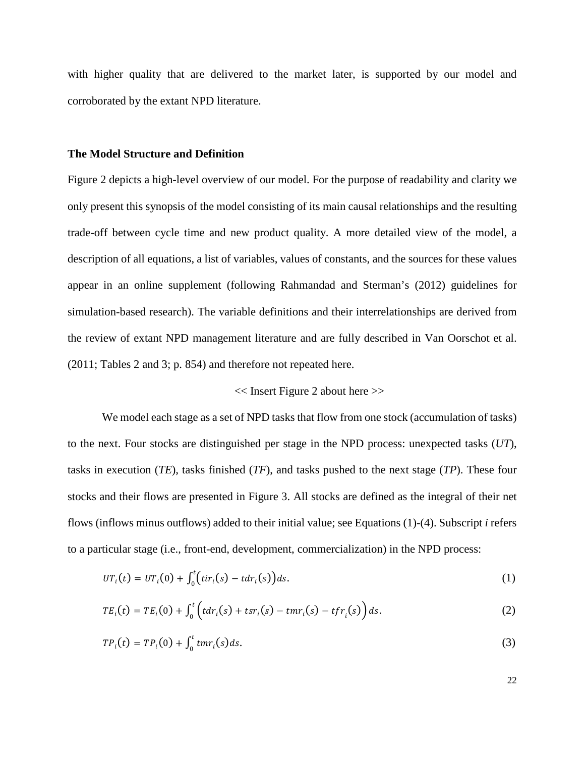with higher quality that are delivered to the market later, is supported by our model and corroborated by the extant NPD literature.

## The Model Structure and Definition

Figure 2 depicts a high-level overview of our model. For the purpose of readability and clarity we only present this synopsis of the model consisting of its main causal relationships and the resulting trade-off between cycle time and new product quality. A more detailed view of the model, a description of all equations, a list of variables, values of constants, and the sources for these values appear in an online supplement (following Rahmandad and Sterman's (2012) guidelines for simulation-based research). The variable definitions and their interrelationships are derived from the review of extant NPD management literature and are fully described in Van Oorschot et al. (2011; Tables 2 and 3; p. 854) and therefore not repeated here.

<< Insert Figure 2 about here >>

We model each stage as a set of NPD tasks that flow from one stock (accumulation of tasks) to the next. Four stocks are distinguished per stage in the NPD process: unexpected tasks (*UT*), tasks in execution (*TE*), tasks finished (*TF*), and tasks pushed to the next stage (*TP*). These four stocks and their flows are presented in Figure 3. All stocks are defined as the integral of their net flows (inflows minus outflows) added to their initial value; see Equations (1)-(4). Subscript *i* refers to a particular stage (i.e., front-end, development, commercialization) in the NPD process:

$$UT_i(t) = UT_i(0) + \int_0^t \big(tir_i(s) - tdr_i(s)\big)ds. \tag{1}$$

$$TE_i(t) = TE_i(0) + \int_0^t \Big(tdr_i(s) + tsr_i(s) - tmr_i(s) - tfr_i(s)\Big)ds. \tag{2}$$

$$TP_i(t) = TP_i(0) + \int_0^t tmr_i(s)ds. \tag{3}$$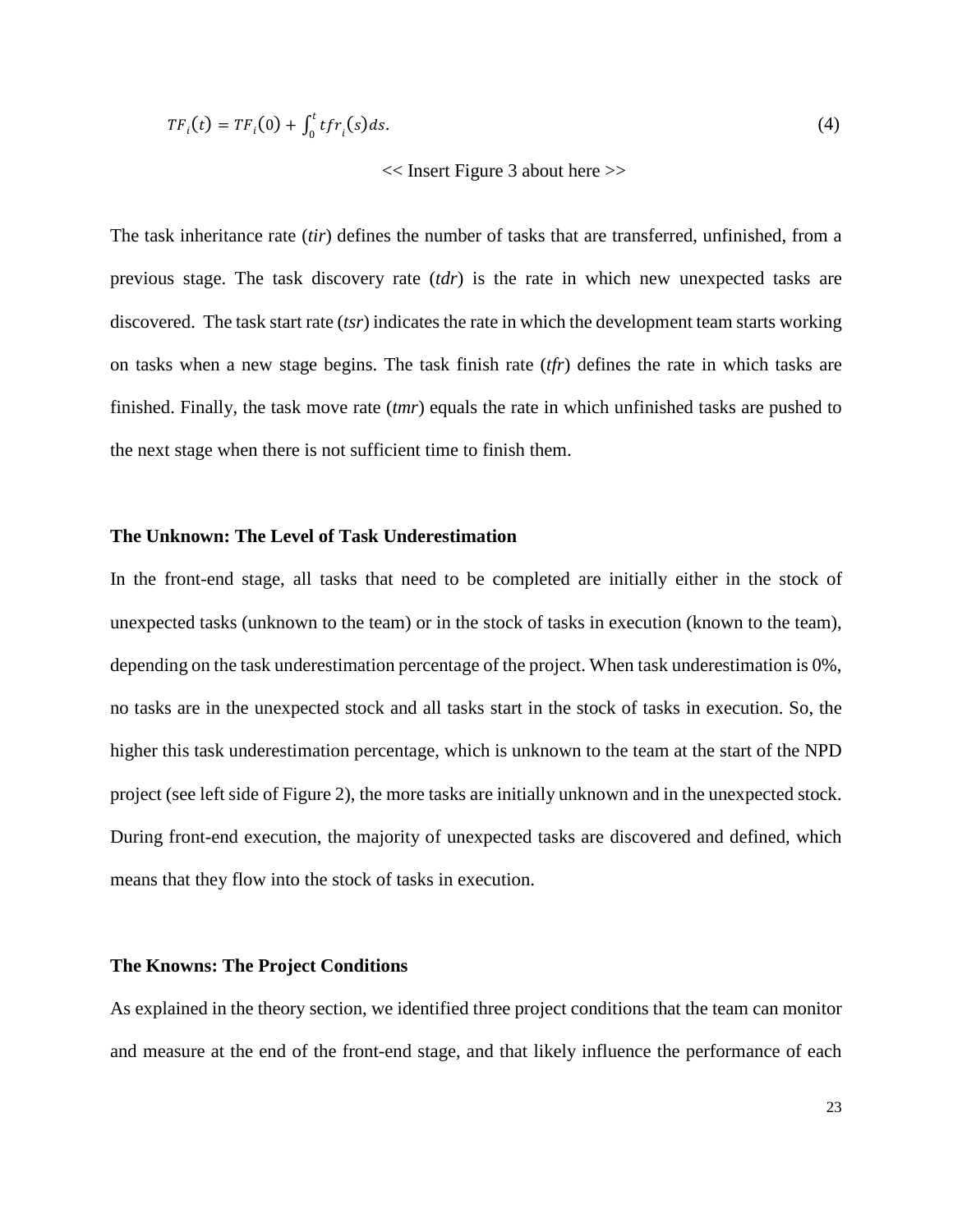$$TF_i(t) = TF_i(0) + \int_0^t tfr_i(s)ds. \quad (4)$$

<< Insert Figure 3 about here >>

The task inheritance rate (*tir*) defines the number of tasks that are transferred, unfinished, from a previous stage. The task discovery rate (*tdr*) is the rate in which new unexpected tasks are discovered. The task start rate (*tsr*) indicates the rate in which the development team starts working on tasks when a new stage begins. The task finish rate (*tfr*) defines the rate in which tasks are finished. Finally, the task move rate (*tmr*) equals the rate in which unfinished tasks are pushed to the next stage when there is not sufficient time to finish them.

### The Unknown: The Level of Task Underestimation

In the front-end stage, all tasks that need to be completed are initially either in the stock of unexpected tasks (unknown to the team) or in the stock of tasks in execution (known to the team), depending on the task underestimation percentage of the project. When task underestimation is 0%, no tasks are in the unexpected stock and all tasks start in the stock of tasks in execution. So, the higher this task underestimation percentage, which is unknown to the team at the start of the NPD project (see left side of Figure 2), the more tasks are initially unknown and in the unexpected stock. During front-end execution, the majority of unexpected tasks are discovered and defined, which means that they flow into the stock of tasks in execution.

### The Knowns: The Project Conditions

As explained in the theory section, we identified three project conditions that the team can monitor and measure at the end of the front-end stage, and that likely influence the performance of each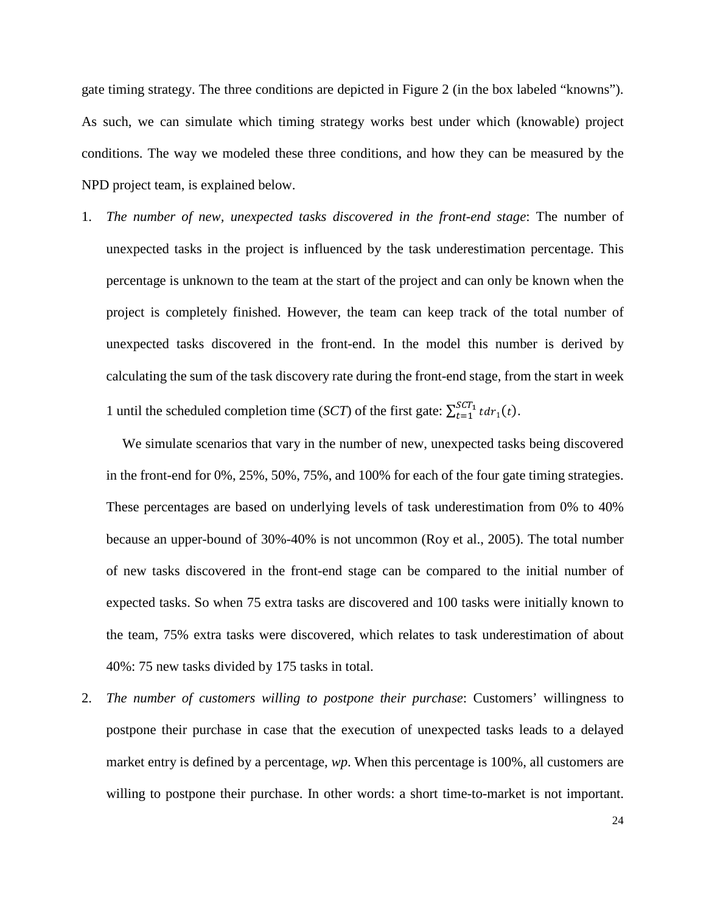gate timing strategy. The three conditions are depicted in Figure 2 (in the box labeled "knowns"). As such, we can simulate which timing strategy works best under which (knowable) project conditions. The way we modeled these three conditions, and how they can be measured by the NPD project team, is explained below.

1. *The number of new, unexpected tasks discovered in the front-end stage*: The number of unexpected tasks in the project is influenced by the task underestimation percentage. This percentage is unknown to the team at the start of the project and can only be known when the project is completely finished. However, the team can keep track of the total number of unexpected tasks discovered in the front-end. In the model this number is derived by calculating the sum of the task discovery rate during the front-end stage, from the start in week 1 until the scheduled completion time (*SCT*) of the first gate: $\sum_{t=1}^{SCT_1} tdr_1(t)$.

   We simulate scenarios that vary in the number of new, unexpected tasks being discovered in the front-end for 0%, 25%, 50%, 75%, and 100% for each of the four gate timing strategies. These percentages are based on underlying levels of task underestimation from 0% to 40% because an upper-bound of 30%-40% is not uncommon (Roy et al., 2005). The total number of new tasks discovered in the front-end stage can be compared to the initial number of expected tasks. So when 75 extra tasks are discovered and 100 tasks were initially known to the team, 75% extra tasks were discovered, which relates to task underestimation of about 40%: 75 new tasks divided by 175 tasks in total.

2. *The number of customers willing to postpone their purchase*: Customers' willingness to postpone their purchase in case that the execution of unexpected tasks leads to a delayed market entry is defined by a percentage, *wp*. When this percentage is 100%, all customers are willing to postpone their purchase. In other words: a short time-to-market is not important.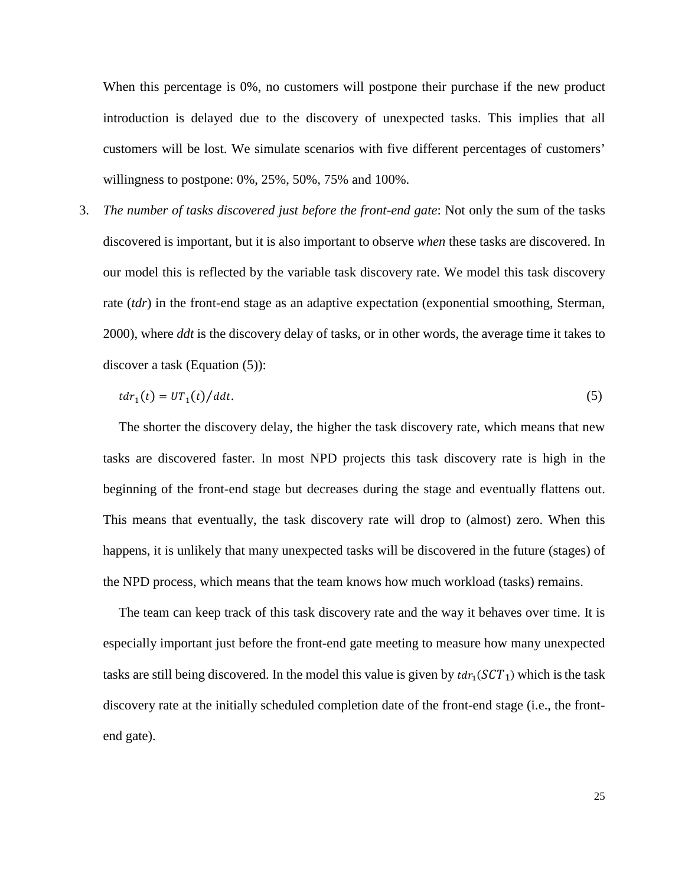When this percentage is 0%, no customers will postpone their purchase if the new product introduction is delayed due to the discovery of unexpected tasks. This implies that all customers will be lost. We simulate scenarios with five different percentages of customers' willingness to postpone: 0%, 25%, 50%, 75% and 100%.

3. *The number of tasks discovered just before the front-end gate*: Not only the sum of the tasks discovered is important, but it is also important to observe *when* these tasks are discovered. In our model this is reflected by the variable task discovery rate. We model this task discovery rate (*tdr*) in the front-end stage as an adaptive expectation (exponential smoothing, Sterman, 2000), where *ddt* is the discovery delay of tasks, or in other words, the average time it takes to discover a task (Equation (5)):

$$tdr_1(t) = UT_1(t)/ddt. \tag{5}$$

The shorter the discovery delay, the higher the task discovery rate, which means that new tasks are discovered faster. In most NPD projects this task discovery rate is high in the beginning of the front-end stage but decreases during the stage and eventually flattens out. This means that eventually, the task discovery rate will drop to (almost) zero. When this happens, it is unlikely that many unexpected tasks will be discovered in the future (stages) of the NPD process, which means that the team knows how much workload (tasks) remains.

The team can keep track of this task discovery rate and the way it behaves over time. It is especially important just before the front-end gate meeting to measure how many unexpected tasks are still being discovered. In the model this value is given by $tdr_1(SCT_1)$ which is the task discovery rate at the initially scheduled completion date of the front-end stage (i.e., the front-end gate).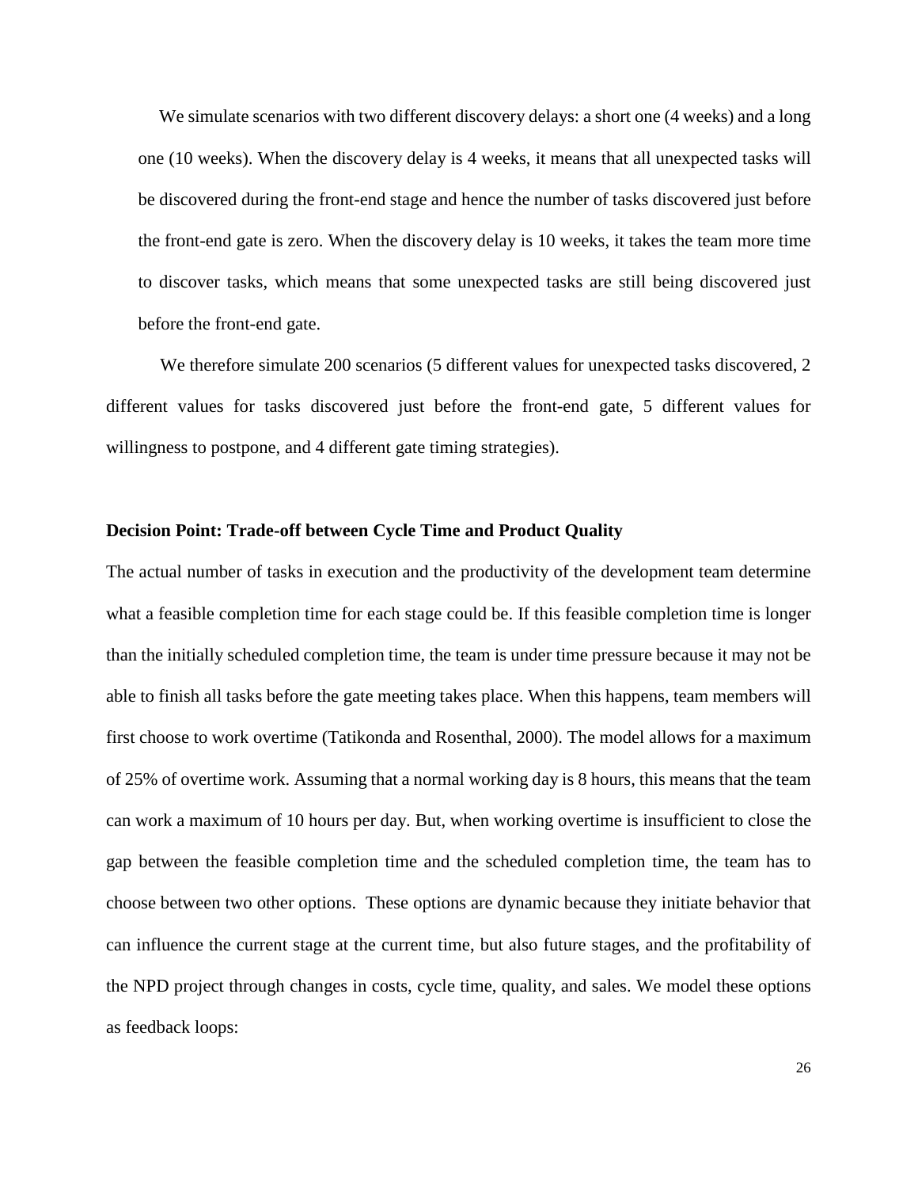We simulate scenarios with two different discovery delays: a short one (4 weeks) and a long one (10 weeks). When the discovery delay is 4 weeks, it means that all unexpected tasks will be discovered during the front-end stage and hence the number of tasks discovered just before the front-end gate is zero. When the discovery delay is 10 weeks, it takes the team more time to discover tasks, which means that some unexpected tasks are still being discovered just before the front-end gate.

We therefore simulate 200 scenarios (5 different values for unexpected tasks discovered, 2 different values for tasks discovered just before the front-end gate, 5 different values for willingness to postpone, and 4 different gate timing strategies).

**Decision Point: Trade-off between Cycle Time and Product Quality**

The actual number of tasks in execution and the productivity of the development team determine what a feasible completion time for each stage could be. If this feasible completion time is longer than the initially scheduled completion time, the team is under time pressure because it may not be able to finish all tasks before the gate meeting takes place. When this happens, team members will first choose to work overtime (Tatikonda and Rosenthal, 2000). The model allows for a maximum of 25% of overtime work. Assuming that a normal working day is 8 hours, this means that the team can work a maximum of 10 hours per day. But, when working overtime is insufficient to close the gap between the feasible completion time and the scheduled completion time, the team has to choose between two other options. These options are dynamic because they initiate behavior that can influence the current stage at the current time, but also future stages, and the profitability of the NPD project through changes in costs, cycle time, quality, and sales. We model these options as feedback loops: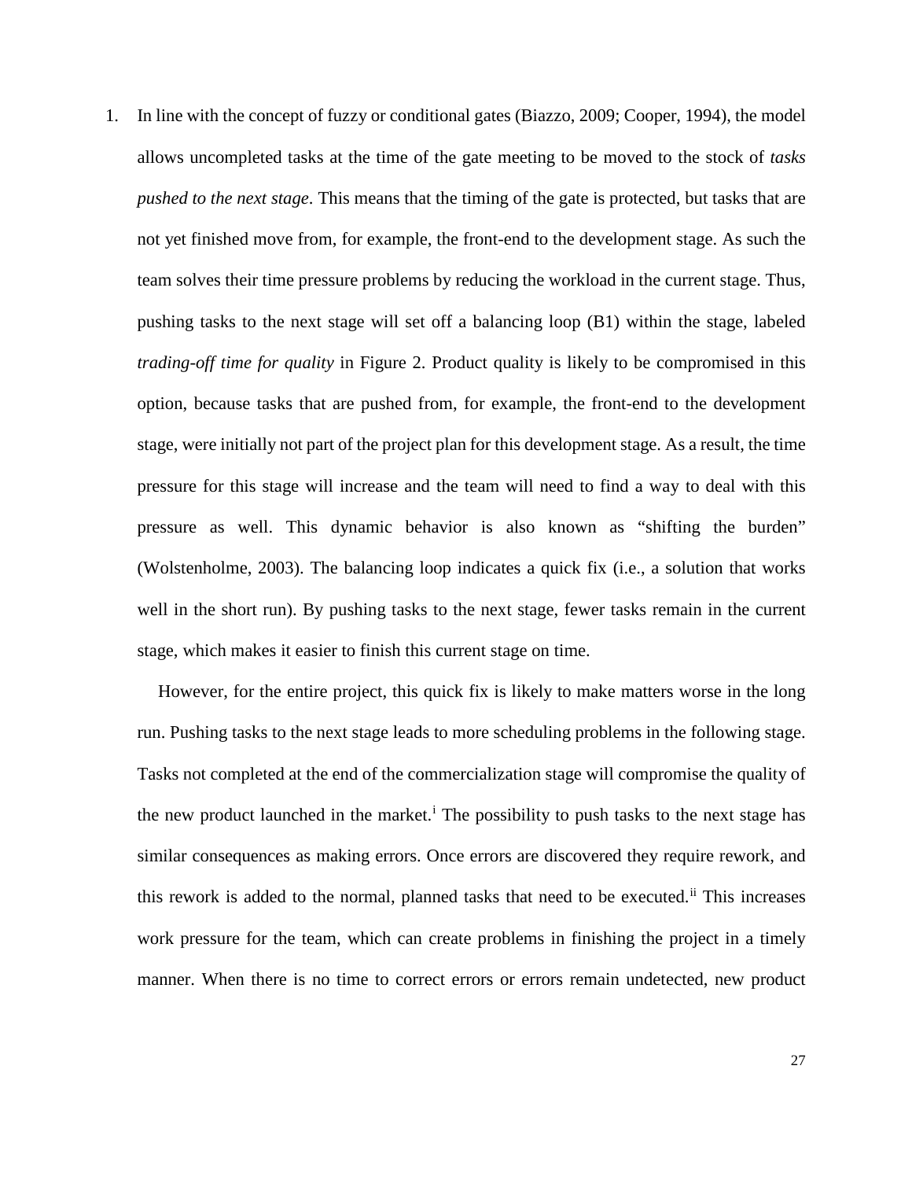1. In line with the concept of fuzzy or conditional gates (Biazzo, 2009; Cooper, 1994), the model allows uncompleted tasks at the time of the gate meeting to be moved to the stock of *tasks pushed to the next stage*. This means that the timing of the gate is protected, but tasks that are not yet finished move from, for example, the front-end to the development stage. As such the team solves their time pressure problems by reducing the workload in the current stage. Thus, pushing tasks to the next stage will set off a balancing loop (B1) within the stage, labeled *trading-off time for quality* in Figure 2. Product quality is likely to be compromised in this option, because tasks that are pushed from, for example, the front-end to the development stage, were initially not part of the project plan for this development stage. As a result, the time pressure for this stage will increase and the team will need to find a way to deal with this pressure as well. This dynamic behavior is also known as "shifting the burden" (Wolstenholme, 2003). The balancing loop indicates a quick fix (i.e., a solution that works well in the short run). By pushing tasks to the next stage, fewer tasks remain in the current stage, which makes it easier to finish this current stage on time.

   However, for the entire project, this quick fix is likely to make matters worse in the long run. Pushing tasks to the next stage leads to more scheduling problems in the following stage. Tasks not completed at the end of the commercialization stage will compromise the quality of the new product launched in the market.[i] The possibility to push tasks to the next stage has similar consequences as making errors. Once errors are discovered they require rework, and this rework is added to the normal, planned tasks that need to be executed.[ii] This increases work pressure for the team, which can create problems in finishing the project in a timely manner. When there is no time to correct errors or errors remain undetected, new product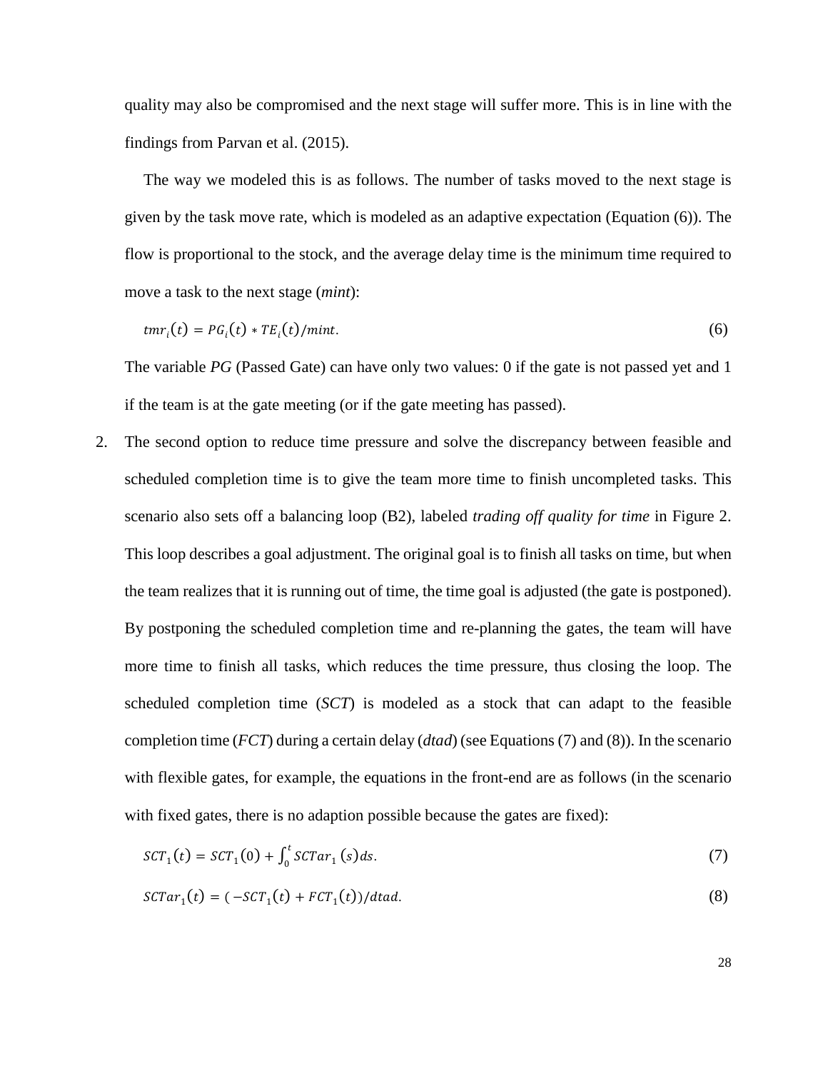quality may also be compromised and the next stage will suffer more. This is in line with the findings from Parvan et al. (2015).

The way we modeled this is as follows. The number of tasks moved to the next stage is given by the task move rate, which is modeled as an adaptive expectation (Equation (6)). The flow is proportional to the stock, and the average delay time is the minimum time required to move a task to the next stage (*mint*):

$$tmr_i(t) = PG_i(t) * TE_i(t)/mint. \tag{6}$$

The variable *PG* (Passed Gate) can have only two values: 0 if the gate is not passed yet and 1 if the team is at the gate meeting (or if the gate meeting has passed).

2. The second option to reduce time pressure and solve the discrepancy between feasible and scheduled completion time is to give the team more time to finish uncompleted tasks. This scenario also sets off a balancing loop (B2), labeled *trading off quality for time* in Figure 2. This loop describes a goal adjustment. The original goal is to finish all tasks on time, but when the team realizes that it is running out of time, the time goal is adjusted (the gate is postponed). By postponing the scheduled completion time and re-planning the gates, the team will have more time to finish all tasks, which reduces the time pressure, thus closing the loop. The scheduled completion time (*SCT*) is modeled as a stock that can adapt to the feasible completion time (*FCT*) during a certain delay (*dtad*) (see Equations (7) and (8)). In the scenario with flexible gates, for example, the equations in the front-end are as follows (in the scenario with fixed gates, there is no adaption possible because the gates are fixed):

$$SCT_1(t) = SCT_1(0) + \int_0^t SCTar_1(s)ds. \tag{7}$$

$$SCTar_1(t) = (-SCT_1(t) + FCT_1(t))/dtad. \tag{8}$$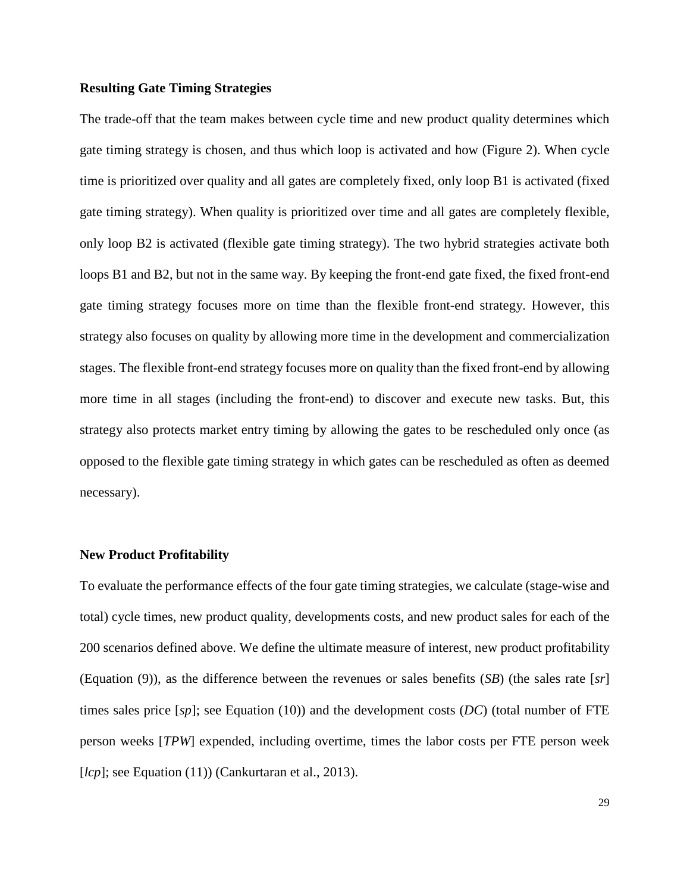**Resulting Gate Timing Strategies**

The trade-off that the team makes between cycle time and new product quality determines which gate timing strategy is chosen, and thus which loop is activated and how (Figure 2). When cycle time is prioritized over quality and all gates are completely fixed, only loop B1 is activated (fixed gate timing strategy). When quality is prioritized over time and all gates are completely flexible, only loop B2 is activated (flexible gate timing strategy). The two hybrid strategies activate both loops B1 and B2, but not in the same way. By keeping the front-end gate fixed, the fixed front-end gate timing strategy focuses more on time than the flexible front-end strategy. However, this strategy also focuses on quality by allowing more time in the development and commercialization stages. The flexible front-end strategy focuses more on quality than the fixed front-end by allowing more time in all stages (including the front-end) to discover and execute new tasks. But, this strategy also protects market entry timing by allowing the gates to be rescheduled only once (as opposed to the flexible gate timing strategy in which gates can be rescheduled as often as deemed necessary).

**New Product Profitability**

To evaluate the performance effects of the four gate timing strategies, we calculate (stage-wise and total) cycle times, new product quality, developments costs, and new product sales for each of the 200 scenarios defined above. We define the ultimate measure of interest, new product profitability (Equation (9)), as the difference between the revenues or sales benefits (*SB*) (the sales rate [*sr*] times sales price [*sp*]; see Equation (10)) and the development costs (*DC*) (total number of FTE person weeks [*TPW*] expended, including overtime, times the labor costs per FTE person week [*lcp*]; see Equation (11)) (Cankurtaran et al., 2013).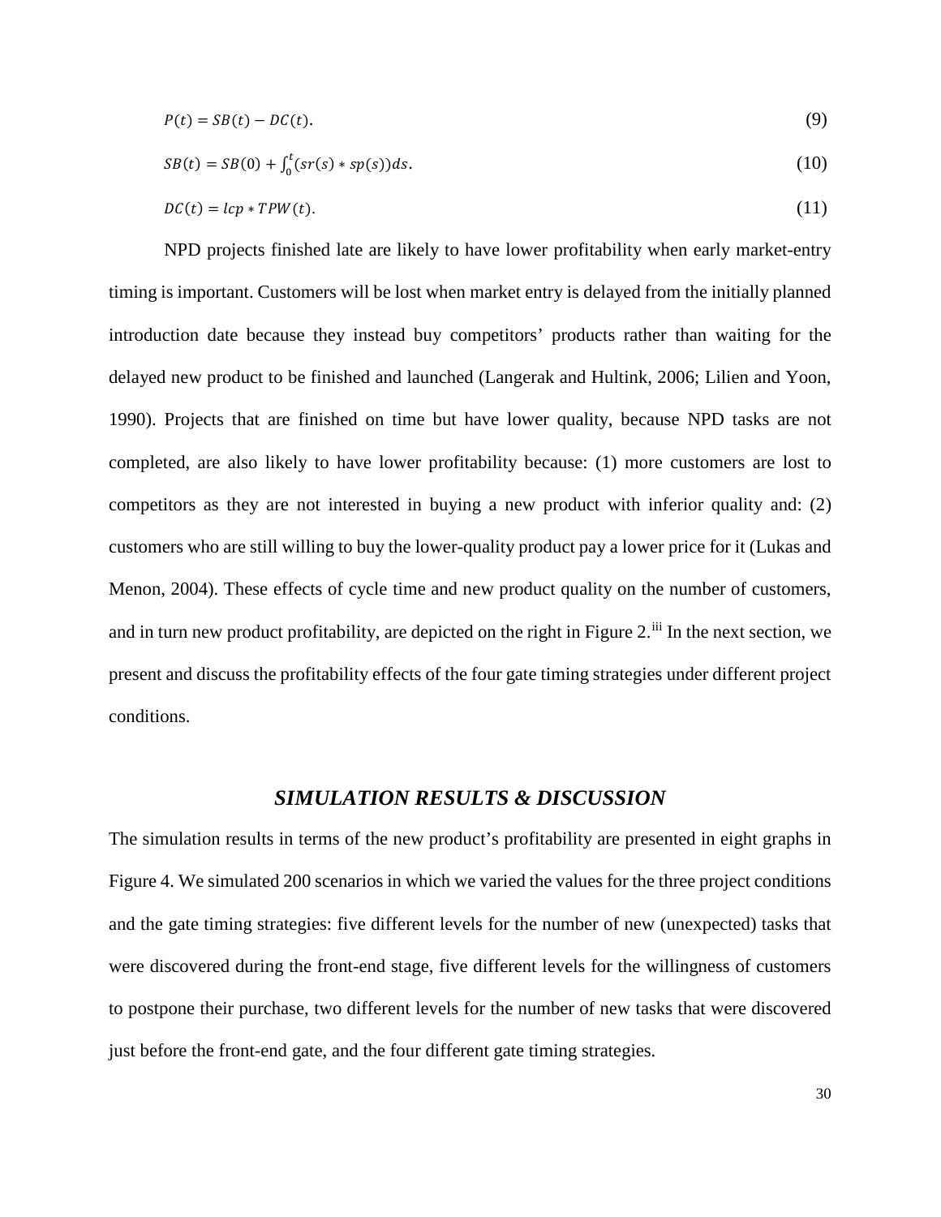$$P(t) = SB(t) - DC(t). \tag{9}$$

$$SB(t) = SB(0) + \int_0^t (sr(s) * sp(s))ds. \tag{10}$$

$$DC(t) = lcp * TPW(t). \tag{11}$$

NPD projects finished late are likely to have lower profitability when early market-entry timing is important. Customers will be lost when market entry is delayed from the initially planned introduction date because they instead buy competitors' products rather than waiting for the delayed new product to be finished and launched (Langerak and Hultink, 2006; Lilien and Yoon, 1990). Projects that are finished on time but have lower quality, because NPD tasks are not completed, are also likely to have lower profitability because: (1) more customers are lost to competitors as they are not interested in buying a new product with inferior quality and: (2) customers who are still willing to buy the lower-quality product pay a lower price for it (Lukas and Menon, 2004). These effects of cycle time and new product quality on the number of customers, and in turn new product profitability, are depicted on the right in Figure 2.[iii] In the next section, we present and discuss the profitability effects of the four gate timing strategies under different project conditions.

## *SIMULATION RESULTS & DISCUSSION*

The simulation results in terms of the new product's profitability are presented in eight graphs in Figure 4. We simulated 200 scenarios in which we varied the values for the three project conditions and the gate timing strategies: five different levels for the number of new (unexpected) tasks that were discovered during the front-end stage, five different levels for the willingness of customers to postpone their purchase, two different levels for the number of new tasks that were discovered just before the front-end gate, and the four different gate timing strategies.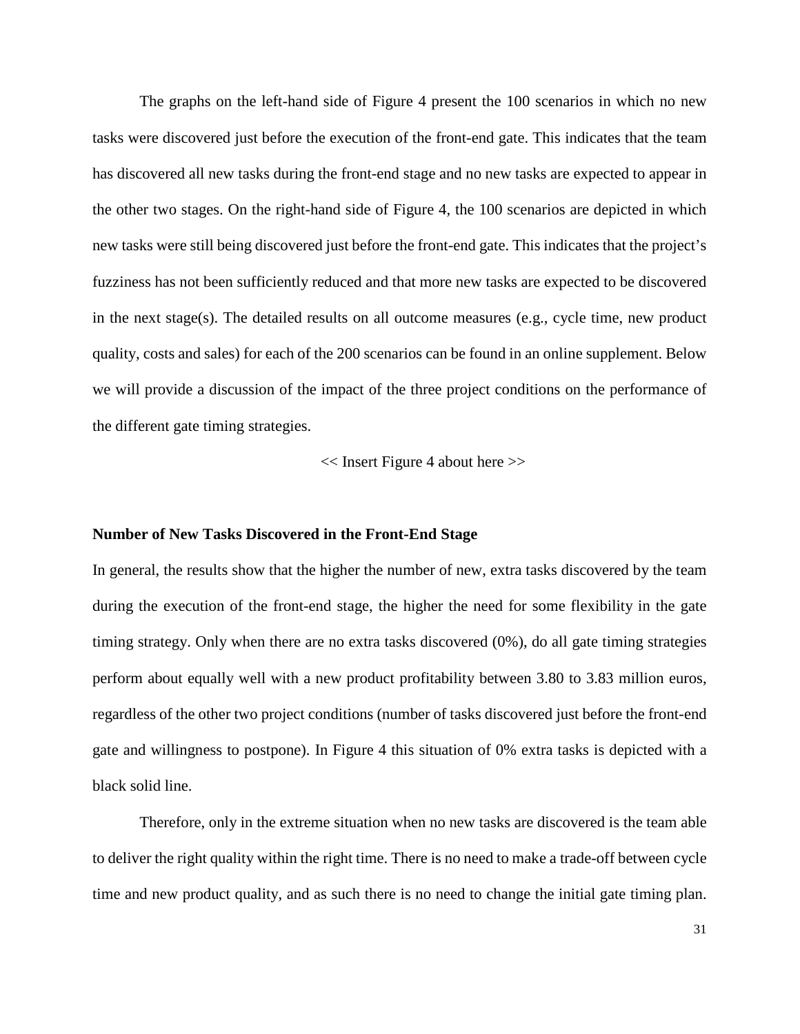The graphs on the left-hand side of Figure 4 present the 100 scenarios in which no new tasks were discovered just before the execution of the front-end gate. This indicates that the team has discovered all new tasks during the front-end stage and no new tasks are expected to appear in the other two stages. On the right-hand side of Figure 4, the 100 scenarios are depicted in which new tasks were still being discovered just before the front-end gate. This indicates that the project's fuzziness has not been sufficiently reduced and that more new tasks are expected to be discovered in the next stage(s). The detailed results on all outcome measures (e.g., cycle time, new product quality, costs and sales) for each of the 200 scenarios can be found in an online supplement. Below we will provide a discussion of the impact of the three project conditions on the performance of the different gate timing strategies.

<< Insert Figure 4 about here >>

**Number of New Tasks Discovered in the Front-End Stage**

In general, the results show that the higher the number of new, extra tasks discovered by the team during the execution of the front-end stage, the higher the need for some flexibility in the gate timing strategy. Only when there are no extra tasks discovered (0%), do all gate timing strategies perform about equally well with a new product profitability between 3.80 to 3.83 million euros, regardless of the other two project conditions (number of tasks discovered just before the front-end gate and willingness to postpone). In Figure 4 this situation of 0% extra tasks is depicted with a black solid line.

Therefore, only in the extreme situation when no new tasks are discovered is the team able to deliver the right quality within the right time. There is no need to make a trade-off between cycle time and new product quality, and as such there is no need to change the initial gate timing plan.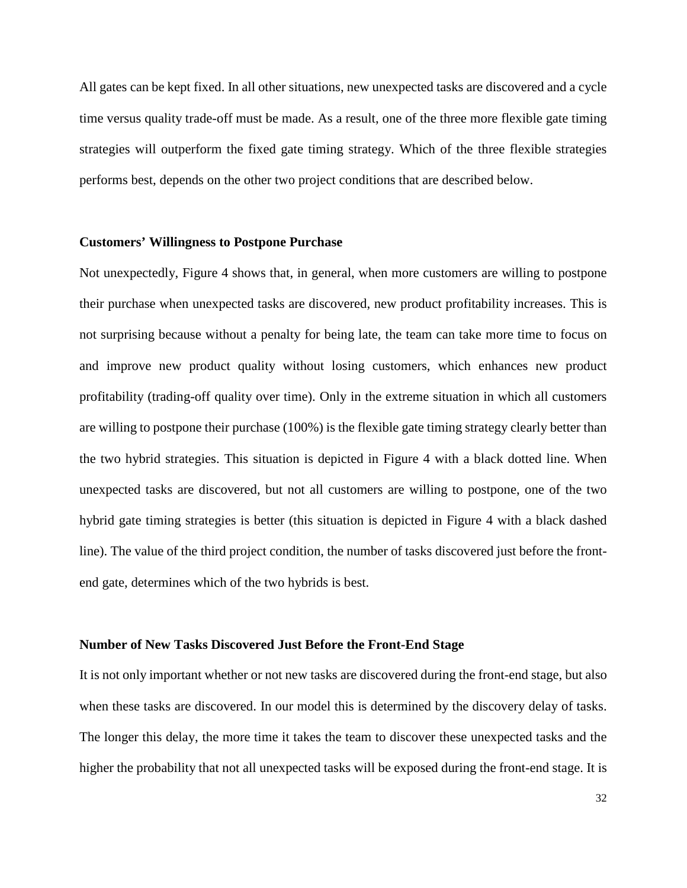All gates can be kept fixed. In all other situations, new unexpected tasks are discovered and a cycle time versus quality trade-off must be made. As a result, one of the three more flexible gate timing strategies will outperform the fixed gate timing strategy. Which of the three flexible strategies performs best, depends on the other two project conditions that are described below.

### Customers' Willingness to Postpone Purchase

Not unexpectedly, Figure 4 shows that, in general, when more customers are willing to postpone their purchase when unexpected tasks are discovered, new product profitability increases. This is not surprising because without a penalty for being late, the team can take more time to focus on and improve new product quality without losing customers, which enhances new product profitability (trading-off quality over time). Only in the extreme situation in which all customers are willing to postpone their purchase (100%) is the flexible gate timing strategy clearly better than the two hybrid strategies. This situation is depicted in Figure 4 with a black dotted line. When unexpected tasks are discovered, but not all customers are willing to postpone, one of the two hybrid gate timing strategies is better (this situation is depicted in Figure 4 with a black dashed line). The value of the third project condition, the number of tasks discovered just before the front-end gate, determines which of the two hybrids is best.

### Number of New Tasks Discovered Just Before the Front-End Stage

It is not only important whether or not new tasks are discovered during the front-end stage, but also when these tasks are discovered. In our model this is determined by the discovery delay of tasks. The longer this delay, the more time it takes the team to discover these unexpected tasks and the higher the probability that not all unexpected tasks will be exposed during the front-end stage. It is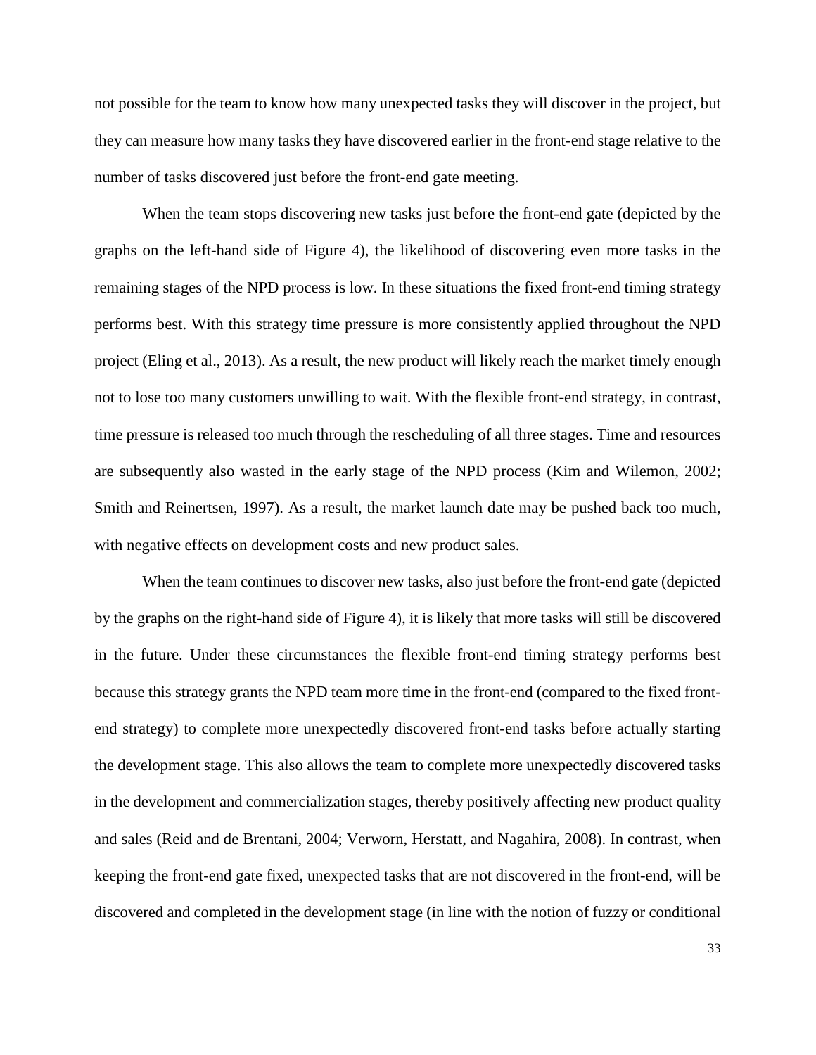not possible for the team to know how many unexpected tasks they will discover in the project, but they can measure how many tasks they have discovered earlier in the front-end stage relative to the number of tasks discovered just before the front-end gate meeting.

When the team stops discovering new tasks just before the front-end gate (depicted by the graphs on the left-hand side of Figure 4), the likelihood of discovering even more tasks in the remaining stages of the NPD process is low. In these situations the fixed front-end timing strategy performs best. With this strategy time pressure is more consistently applied throughout the NPD project (Eling et al., 2013). As a result, the new product will likely reach the market timely enough not to lose too many customers unwilling to wait. With the flexible front-end strategy, in contrast, time pressure is released too much through the rescheduling of all three stages. Time and resources are subsequently also wasted in the early stage of the NPD process (Kim and Wilemon, 2002; Smith and Reinertsen, 1997). As a result, the market launch date may be pushed back too much, with negative effects on development costs and new product sales.

When the team continues to discover new tasks, also just before the front-end gate (depicted by the graphs on the right-hand side of Figure 4), it is likely that more tasks will still be discovered in the future. Under these circumstances the flexible front-end timing strategy performs best because this strategy grants the NPD team more time in the front-end (compared to the fixed front-end strategy) to complete more unexpectedly discovered front-end tasks before actually starting the development stage. This also allows the team to complete more unexpectedly discovered tasks in the development and commercialization stages, thereby positively affecting new product quality and sales (Reid and de Brentani, 2004; Verworn, Herstatt, and Nagahira, 2008). In contrast, when keeping the front-end gate fixed, unexpected tasks that are not discovered in the front-end, will be discovered and completed in the development stage (in line with the notion of fuzzy or conditional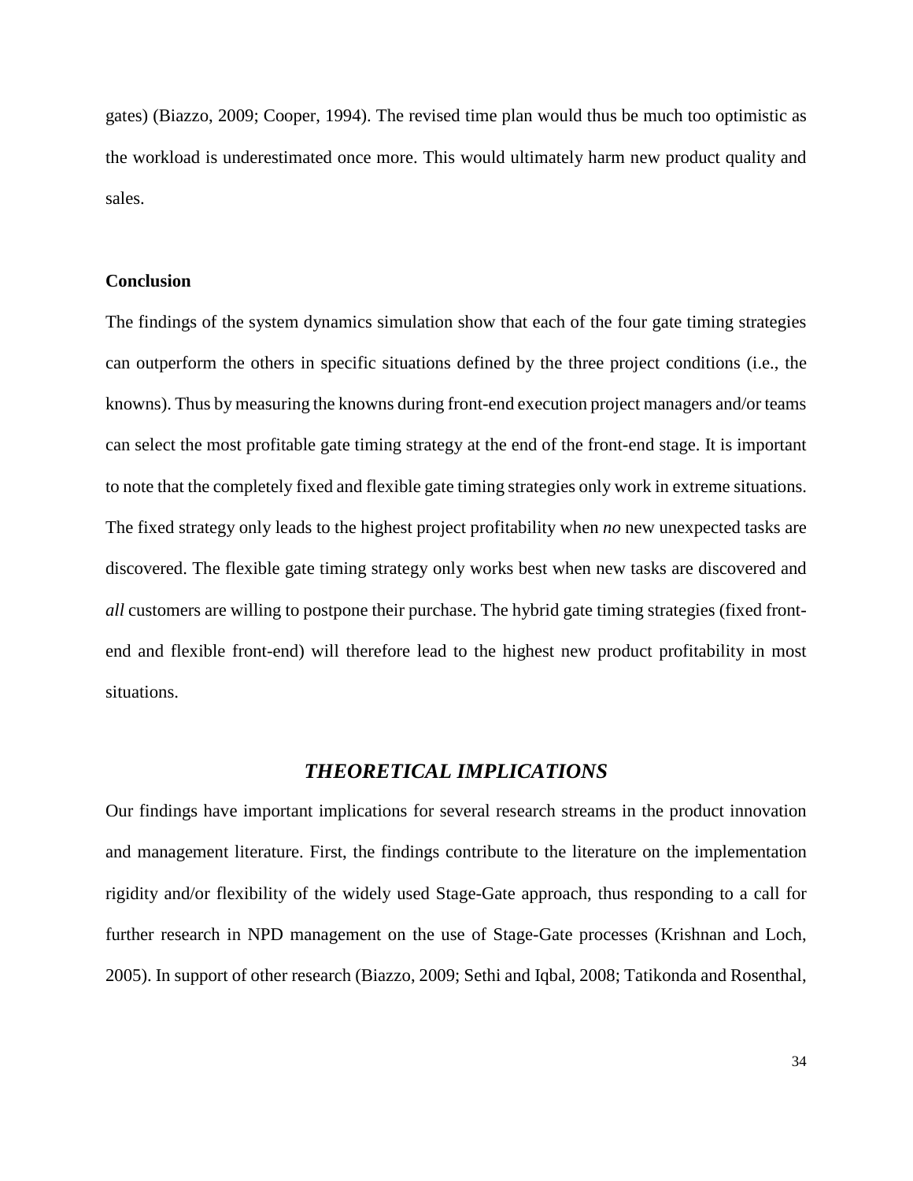gates) (Biazzo, 2009; Cooper, 1994). The revised time plan would thus be much too optimistic as the workload is underestimated once more. This would ultimately harm new product quality and sales.

**Conclusion**

The findings of the system dynamics simulation show that each of the four gate timing strategies can outperform the others in specific situations defined by the three project conditions (i.e., the knowns). Thus by measuring the knowns during front-end execution project managers and/or teams can select the most profitable gate timing strategy at the end of the front-end stage. It is important to note that the completely fixed and flexible gate timing strategies only work in extreme situations. The fixed strategy only leads to the highest project profitability when *no* new unexpected tasks are discovered. The flexible gate timing strategy only works best when new tasks are discovered and *all* customers are willing to postpone their purchase. The hybrid gate timing strategies (fixed front-end and flexible front-end) will therefore lead to the highest new product profitability in most situations.

## *THEORETICAL IMPLICATIONS*

Our findings have important implications for several research streams in the product innovation and management literature. First, the findings contribute to the literature on the implementation rigidity and/or flexibility of the widely used Stage-Gate approach, thus responding to a call for further research in NPD management on the use of Stage-Gate processes (Krishnan and Loch, 2005). In support of other research (Biazzo, 2009; Sethi and Iqbal, 2008; Tatikonda and Rosenthal,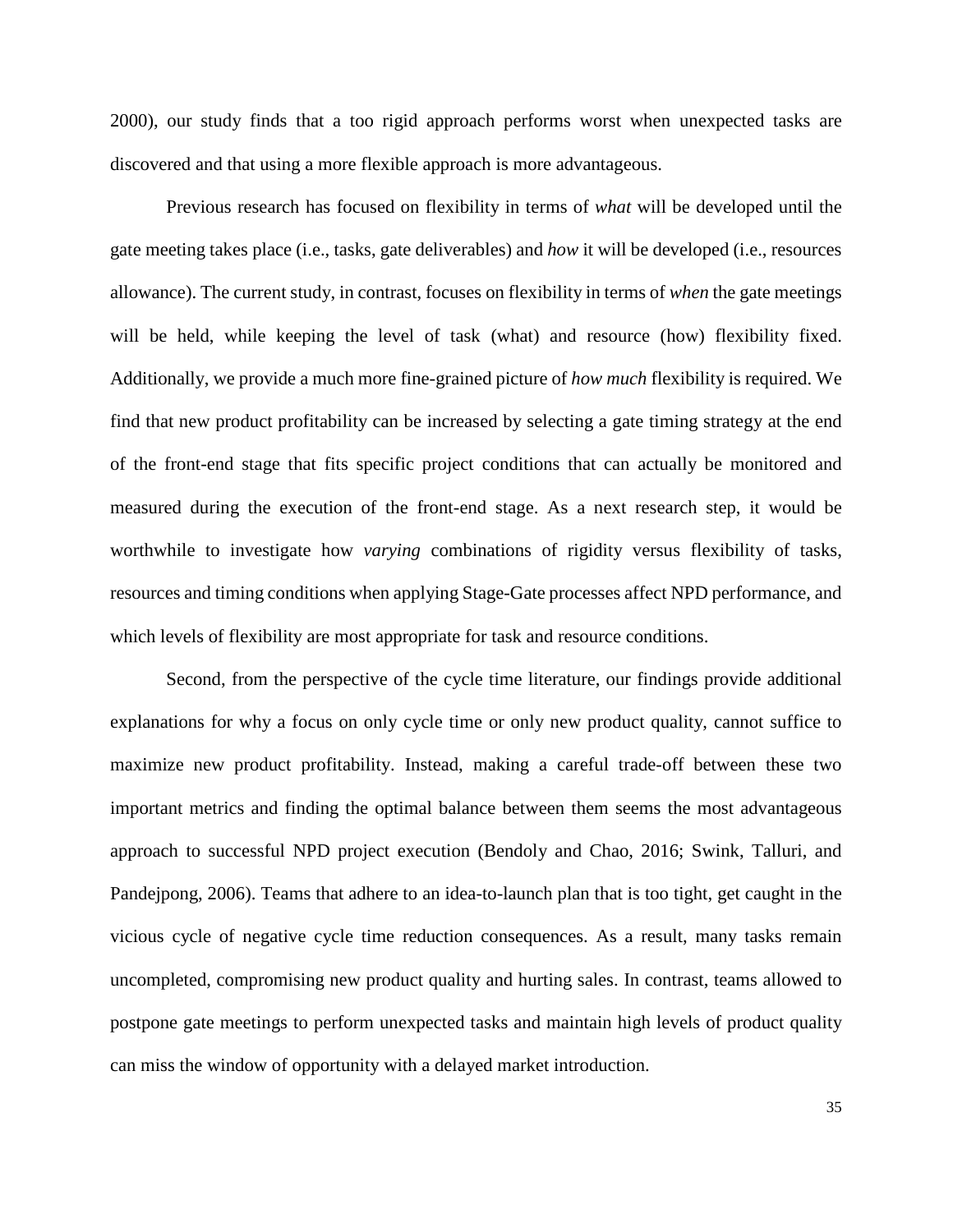2000), our study finds that a too rigid approach performs worst when unexpected tasks are discovered and that using a more flexible approach is more advantageous.

Previous research has focused on flexibility in terms of *what* will be developed until the gate meeting takes place (i.e., tasks, gate deliverables) and *how* it will be developed (i.e., resources allowance). The current study, in contrast, focuses on flexibility in terms of *when* the gate meetings will be held, while keeping the level of task (what) and resource (how) flexibility fixed. Additionally, we provide a much more fine-grained picture of *how much* flexibility is required. We find that new product profitability can be increased by selecting a gate timing strategy at the end of the front-end stage that fits specific project conditions that can actually be monitored and measured during the execution of the front-end stage. As a next research step, it would be worthwhile to investigate how *varying* combinations of rigidity versus flexibility of tasks, resources and timing conditions when applying Stage-Gate processes affect NPD performance, and which levels of flexibility are most appropriate for task and resource conditions.

Second, from the perspective of the cycle time literature, our findings provide additional explanations for why a focus on only cycle time or only new product quality, cannot suffice to maximize new product profitability. Instead, making a careful trade-off between these two important metrics and finding the optimal balance between them seems the most advantageous approach to successful NPD project execution (Bendoly and Chao, 2016; Swink, Talluri, and Pandejpong, 2006). Teams that adhere to an idea-to-launch plan that is too tight, get caught in the vicious cycle of negative cycle time reduction consequences. As a result, many tasks remain uncompleted, compromising new product quality and hurting sales. In contrast, teams allowed to postpone gate meetings to perform unexpected tasks and maintain high levels of product quality can miss the window of opportunity with a delayed market introduction.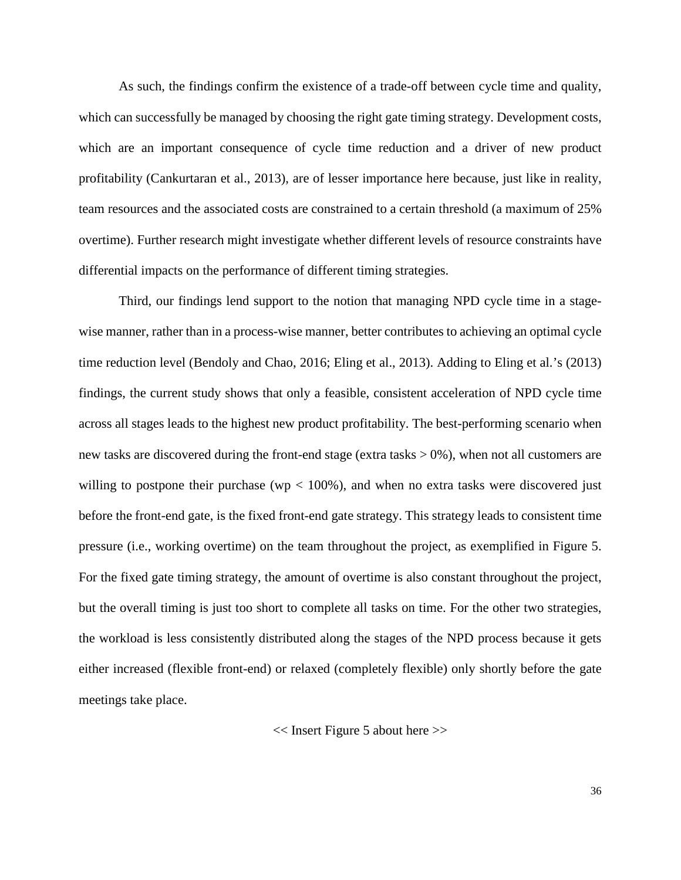As such, the findings confirm the existence of a trade-off between cycle time and quality, which can successfully be managed by choosing the right gate timing strategy. Development costs, which are an important consequence of cycle time reduction and a driver of new product profitability (Cankurtaran et al., 2013), are of lesser importance here because, just like in reality, team resources and the associated costs are constrained to a certain threshold (a maximum of 25% overtime). Further research might investigate whether different levels of resource constraints have differential impacts on the performance of different timing strategies.

Third, our findings lend support to the notion that managing NPD cycle time in a stage-wise manner, rather than in a process-wise manner, better contributes to achieving an optimal cycle time reduction level (Bendoly and Chao, 2016; Eling et al., 2013). Adding to Eling et al.'s (2013) findings, the current study shows that only a feasible, consistent acceleration of NPD cycle time across all stages leads to the highest new product profitability. The best-performing scenario when new tasks are discovered during the front-end stage (extra tasks > 0%), when not all customers are willing to postpone their purchase (wp < 100%), and when no extra tasks were discovered just before the front-end gate, is the fixed front-end gate strategy. This strategy leads to consistent time pressure (i.e., working overtime) on the team throughout the project, as exemplified in Figure 5. For the fixed gate timing strategy, the amount of overtime is also constant throughout the project, but the overall timing is just too short to complete all tasks on time. For the other two strategies, the workload is less consistently distributed along the stages of the NPD process because it gets either increased (flexible front-end) or relaxed (completely flexible) only shortly before the gate meetings take place.

<< Insert Figure 5 about here >>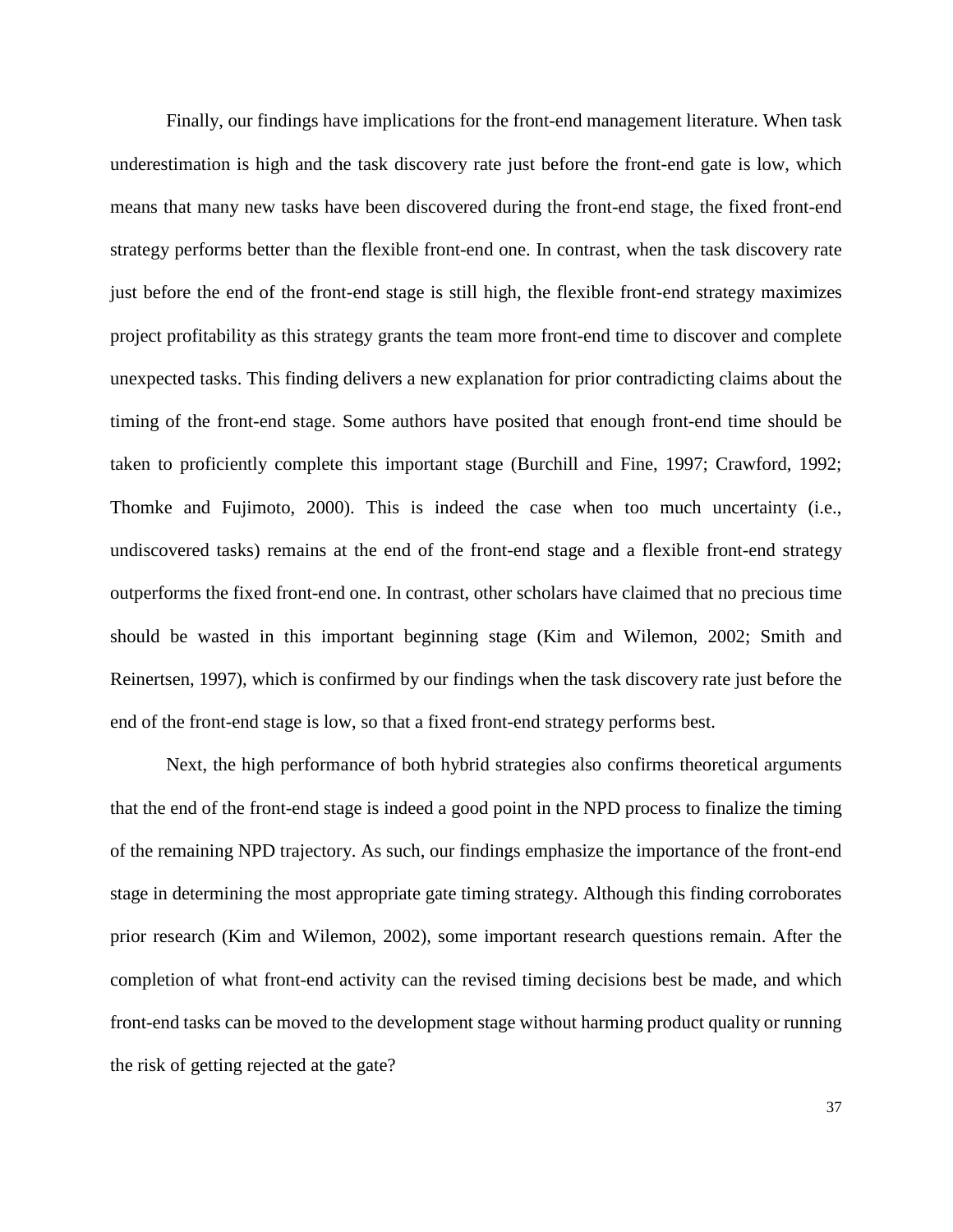Finally, our findings have implications for the front-end management literature. When task underestimation is high and the task discovery rate just before the front-end gate is low, which means that many new tasks have been discovered during the front-end stage, the fixed front-end strategy performs better than the flexible front-end one. In contrast, when the task discovery rate just before the end of the front-end stage is still high, the flexible front-end strategy maximizes project profitability as this strategy grants the team more front-end time to discover and complete unexpected tasks. This finding delivers a new explanation for prior contradicting claims about the timing of the front-end stage. Some authors have posited that enough front-end time should be taken to proficiently complete this important stage (Burchill and Fine, 1997; Crawford, 1992; Thomke and Fujimoto, 2000). This is indeed the case when too much uncertainty (i.e., undiscovered tasks) remains at the end of the front-end stage and a flexible front-end strategy outperforms the fixed front-end one. In contrast, other scholars have claimed that no precious time should be wasted in this important beginning stage (Kim and Wilemon, 2002; Smith and Reinertsen, 1997), which is confirmed by our findings when the task discovery rate just before the end of the front-end stage is low, so that a fixed front-end strategy performs best.

Next, the high performance of both hybrid strategies also confirms theoretical arguments that the end of the front-end stage is indeed a good point in the NPD process to finalize the timing of the remaining NPD trajectory. As such, our findings emphasize the importance of the front-end stage in determining the most appropriate gate timing strategy. Although this finding corroborates prior research (Kim and Wilemon, 2002), some important research questions remain. After the completion of what front-end activity can the revised timing decisions best be made, and which front-end tasks can be moved to the development stage without harming product quality or running the risk of getting rejected at the gate?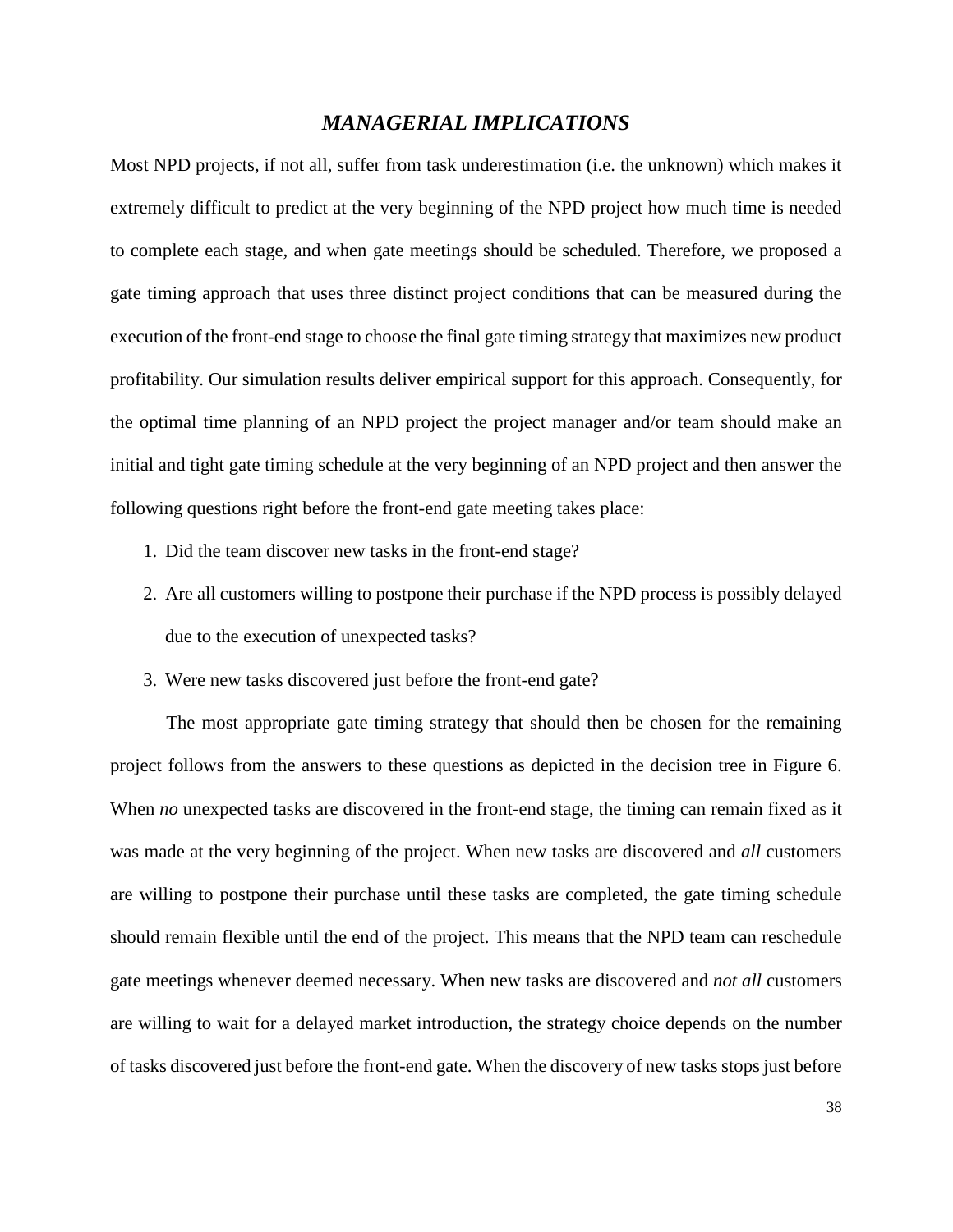## *MANAGERIAL IMPLICATIONS*

Most NPD projects, if not all, suffer from task underestimation (i.e. the unknown) which makes it extremely difficult to predict at the very beginning of the NPD project how much time is needed to complete each stage, and when gate meetings should be scheduled. Therefore, we proposed a gate timing approach that uses three distinct project conditions that can be measured during the execution of the front-end stage to choose the final gate timing strategy that maximizes new product profitability. Our simulation results deliver empirical support for this approach. Consequently, for the optimal time planning of an NPD project the project manager and/or team should make an initial and tight gate timing schedule at the very beginning of an NPD project and then answer the following questions right before the front-end gate meeting takes place:

1. Did the team discover new tasks in the front-end stage?
2. Are all customers willing to postpone their purchase if the NPD process is possibly delayed due to the execution of unexpected tasks?
3. Were new tasks discovered just before the front-end gate?

The most appropriate gate timing strategy that should then be chosen for the remaining project follows from the answers to these questions as depicted in the decision tree in Figure 6. When *no* unexpected tasks are discovered in the front-end stage, the timing can remain fixed as it was made at the very beginning of the project. When new tasks are discovered and *all* customers are willing to postpone their purchase until these tasks are completed, the gate timing schedule should remain flexible until the end of the project. This means that the NPD team can reschedule gate meetings whenever deemed necessary. When new tasks are discovered and *not all* customers are willing to wait for a delayed market introduction, the strategy choice depends on the number of tasks discovered just before the front-end gate. When the discovery of new tasks stops just before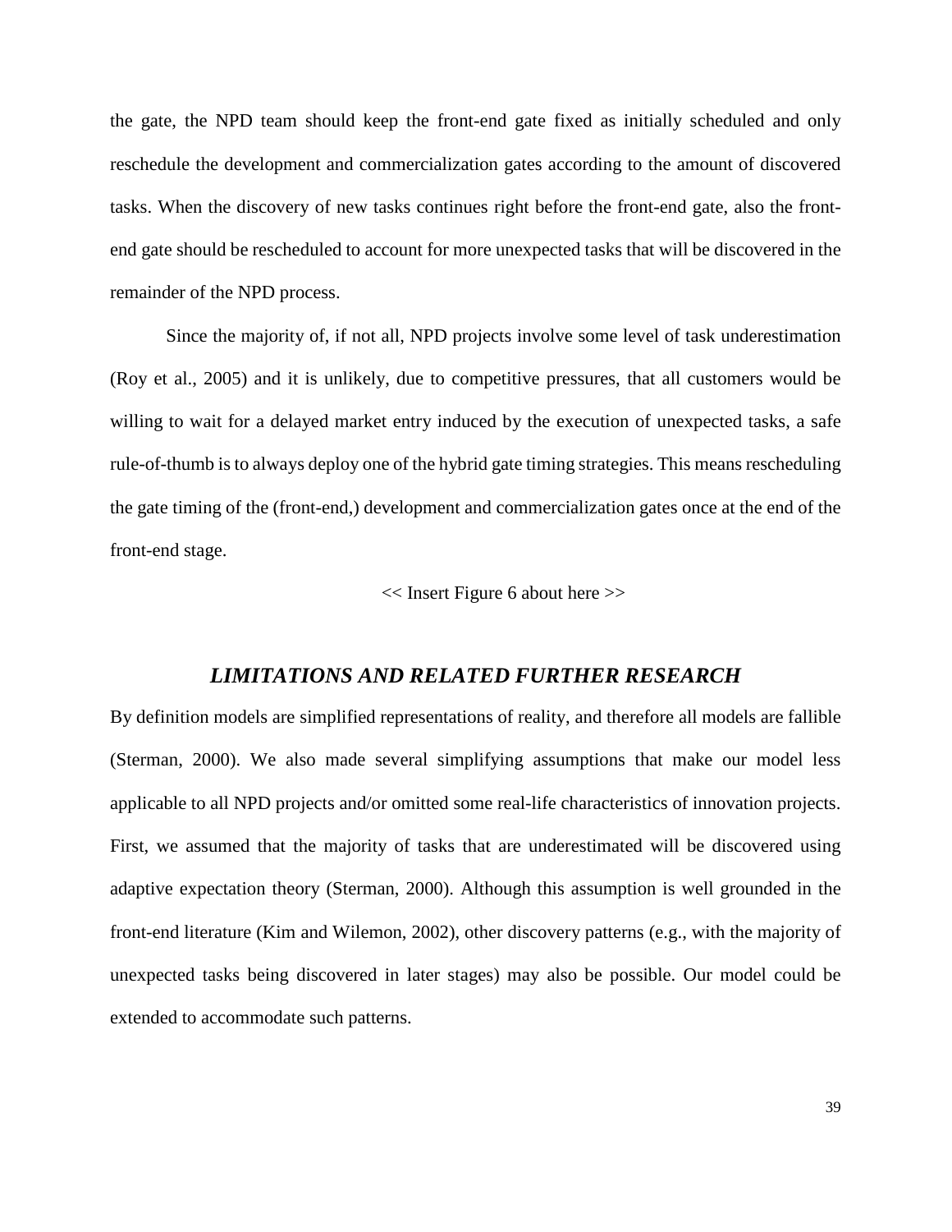the gate, the NPD team should keep the front-end gate fixed as initially scheduled and only reschedule the development and commercialization gates according to the amount of discovered tasks. When the discovery of new tasks continues right before the front-end gate, also the front-end gate should be rescheduled to account for more unexpected tasks that will be discovered in the remainder of the NPD process.

Since the majority of, if not all, NPD projects involve some level of task underestimation (Roy et al., 2005) and it is unlikely, due to competitive pressures, that all customers would be willing to wait for a delayed market entry induced by the execution of unexpected tasks, a safe rule-of-thumb is to always deploy one of the hybrid gate timing strategies. This means rescheduling the gate timing of the (front-end,) development and commercialization gates once at the end of the front-end stage.

<< Insert Figure 6 about here >>

## *LIMITATIONS AND RELATED FURTHER RESEARCH*

By definition models are simplified representations of reality, and therefore all models are fallible (Sterman, 2000). We also made several simplifying assumptions that make our model less applicable to all NPD projects and/or omitted some real-life characteristics of innovation projects. First, we assumed that the majority of tasks that are underestimated will be discovered using adaptive expectation theory (Sterman, 2000). Although this assumption is well grounded in the front-end literature (Kim and Wilemon, 2002), other discovery patterns (e.g., with the majority of unexpected tasks being discovered in later stages) may also be possible. Our model could be extended to accommodate such patterns.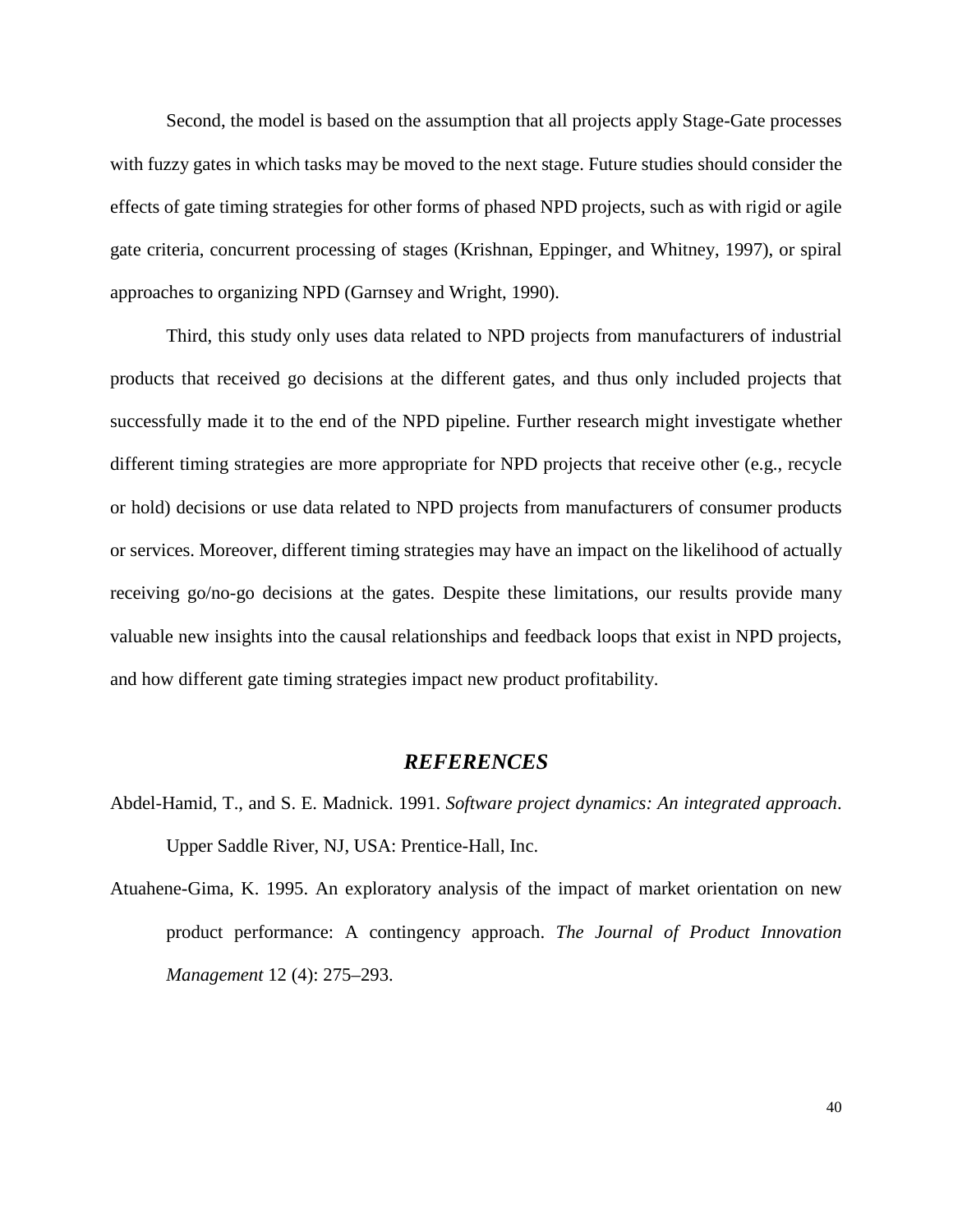Second, the model is based on the assumption that all projects apply Stage-Gate processes with fuzzy gates in which tasks may be moved to the next stage. Future studies should consider the effects of gate timing strategies for other forms of phased NPD projects, such as with rigid or agile gate criteria, concurrent processing of stages (Krishnan, Eppinger, and Whitney, 1997), or spiral approaches to organizing NPD (Garnsey and Wright, 1990).

Third, this study only uses data related to NPD projects from manufacturers of industrial products that received go decisions at the different gates, and thus only included projects that successfully made it to the end of the NPD pipeline. Further research might investigate whether different timing strategies are more appropriate for NPD projects that receive other (e.g., recycle or hold) decisions or use data related to NPD projects from manufacturers of consumer products or services. Moreover, different timing strategies may have an impact on the likelihood of actually receiving go/no-go decisions at the gates. Despite these limitations, our results provide many valuable new insights into the causal relationships and feedback loops that exist in NPD projects, and how different gate timing strategies impact new product profitability.

## *REFERENCES*

Abdel-Hamid, T., and S. E. Madnick. 1991. *Software project dynamics: An integrated approach*. Upper Saddle River, NJ, USA: Prentice-Hall, Inc.

Atuahene-Gima, K. 1995. An exploratory analysis of the impact of market orientation on new product performance: A contingency approach. *The Journal of Product Innovation Management* 12 (4): 275–293.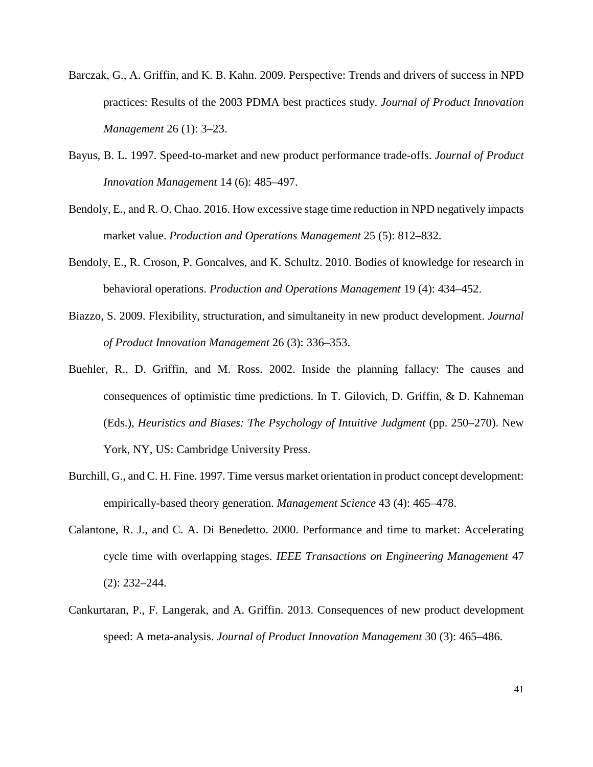Barczak, G., A. Griffin, and K. B. Kahn. 2009. Perspective: Trends and drivers of success in NPD practices: Results of the 2003 PDMA best practices study. *Journal of Product Innovation Management* 26 (1): 3–23.

Bayus, B. L. 1997. Speed-to-market and new product performance trade-offs. *Journal of Product Innovation Management* 14 (6): 485–497.

Bendoly, E., and R. O. Chao. 2016. How excessive stage time reduction in NPD negatively impacts market value. *Production and Operations Management* 25 (5): 812–832.

Bendoly, E., R. Croson, P. Goncalves, and K. Schultz. 2010. Bodies of knowledge for research in behavioral operations. *Production and Operations Management* 19 (4): 434–452.

Biazzo, S. 2009. Flexibility, structuration, and simultaneity in new product development. *Journal of Product Innovation Management* 26 (3): 336–353.

Buehler, R., D. Griffin, and M. Ross. 2002. Inside the planning fallacy: The causes and consequences of optimistic time predictions. In T. Gilovich, D. Griffin, & D. Kahneman (Eds.), *Heuristics and Biases: The Psychology of Intuitive Judgment* (pp. 250–270). New York, NY, US: Cambridge University Press.

Burchill, G., and C. H. Fine. 1997. Time versus market orientation in product concept development: empirically-based theory generation. *Management Science* 43 (4): 465–478.

Calantone, R. J., and C. A. Di Benedetto. 2000. Performance and time to market: Accelerating cycle time with overlapping stages. *IEEE Transactions on Engineering Management* 47 (2): 232–244.

Cankurtaran, P., F. Langerak, and A. Griffin. 2013. Consequences of new product development speed: A meta-analysis. *Journal of Product Innovation Management* 30 (3): 465–486.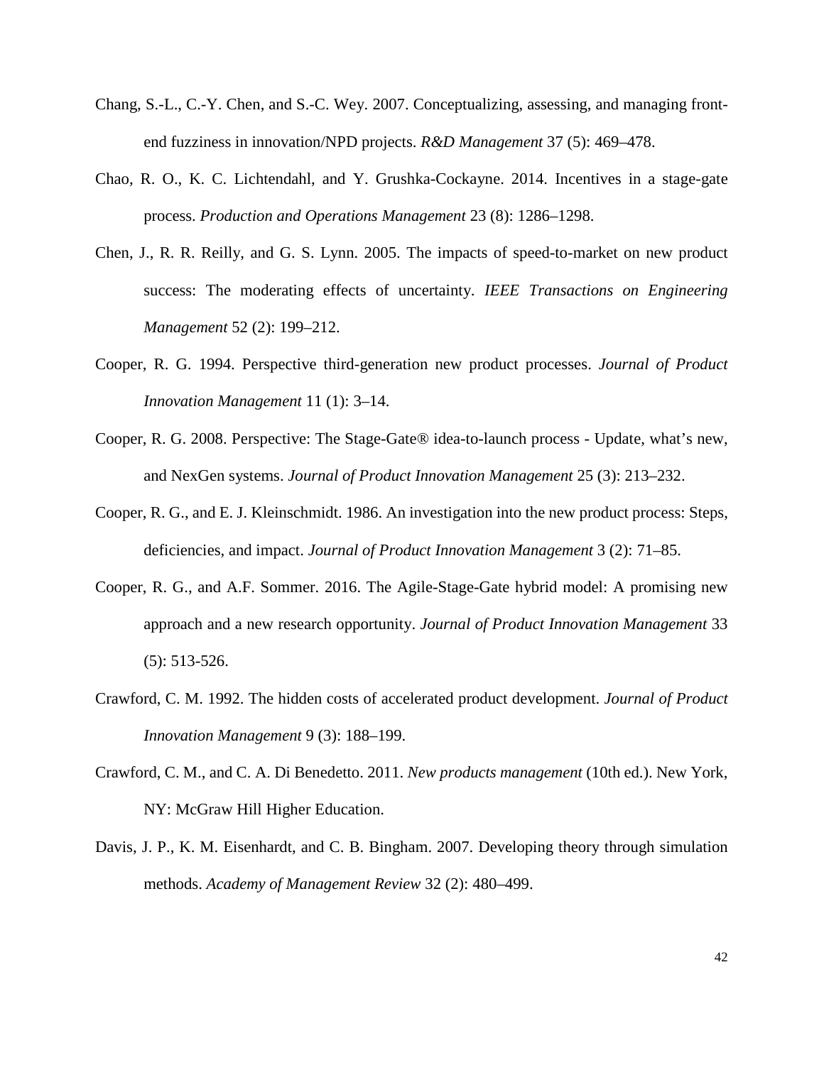Chang, S.-L., C.-Y. Chen, and S.-C. Wey. 2007. Conceptualizing, assessing, and managing front-end fuzziness in innovation/NPD projects. *R&D Management* 37 (5): 469–478.

Chao, R. O., K. C. Lichtendahl, and Y. Grushka-Cockayne. 2014. Incentives in a stage-gate process. *Production and Operations Management* 23 (8): 1286–1298.

Chen, J., R. R. Reilly, and G. S. Lynn. 2005. The impacts of speed-to-market on new product success: The moderating effects of uncertainty. *IEEE Transactions on Engineering Management* 52 (2): 199–212.

Cooper, R. G. 1994. Perspective third-generation new product processes. *Journal of Product Innovation Management* 11 (1): 3–14.

Cooper, R. G. 2008. Perspective: The Stage-Gate® idea-to-launch process - Update, what's new, and NexGen systems. *Journal of Product Innovation Management* 25 (3): 213–232.

Cooper, R. G., and E. J. Kleinschmidt. 1986. An investigation into the new product process: Steps, deficiencies, and impact. *Journal of Product Innovation Management* 3 (2): 71–85.

Cooper, R. G., and A.F. Sommer. 2016. The Agile-Stage-Gate hybrid model: A promising new approach and a new research opportunity. *Journal of Product Innovation Management* 33 (5): 513-526.

Crawford, C. M. 1992. The hidden costs of accelerated product development. *Journal of Product Innovation Management* 9 (3): 188–199.

Crawford, C. M., and C. A. Di Benedetto. 2011. *New products management* (10th ed.). New York, NY: McGraw Hill Higher Education.

Davis, J. P., K. M. Eisenhardt, and C. B. Bingham. 2007. Developing theory through simulation methods. *Academy of Management Review* 32 (2): 480–499.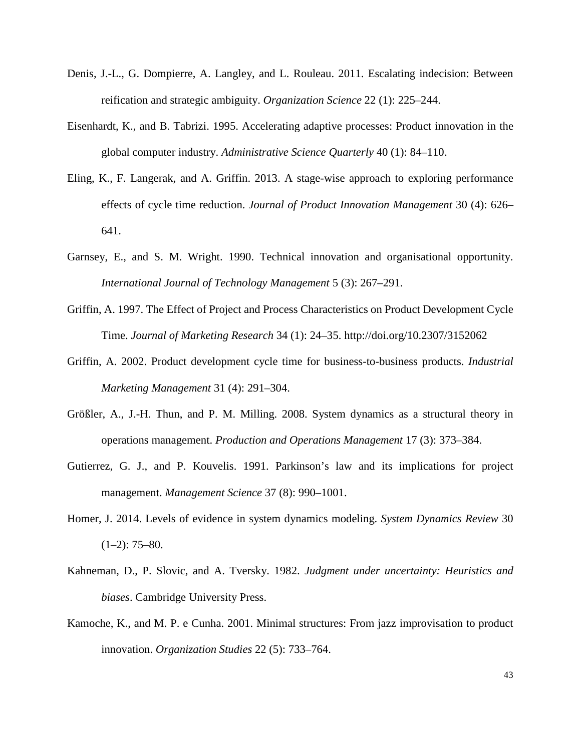Denis, J.-L., G. Dompierre, A. Langley, and L. Rouleau. 2011. Escalating indecision: Between reification and strategic ambiguity. *Organization Science* 22 (1): 225–244.

Eisenhardt, K., and B. Tabrizi. 1995. Accelerating adaptive processes: Product innovation in the global computer industry. *Administrative Science Quarterly* 40 (1): 84–110.

Eling, K., F. Langerak, and A. Griffin. 2013. A stage-wise approach to exploring performance effects of cycle time reduction. *Journal of Product Innovation Management* 30 (4): 626–641.

Garnsey, E., and S. M. Wright. 1990. Technical innovation and organisational opportunity. *International Journal of Technology Management* 5 (3): 267–291.

Griffin, A. 1997. The Effect of Project and Process Characteristics on Product Development Cycle Time. *Journal of Marketing Research* 34 (1): 24–35. http://doi.org/10.2307/3152062

Griffin, A. 2002. Product development cycle time for business-to-business products. *Industrial Marketing Management* 31 (4): 291–304.

Größler, A., J.-H. Thun, and P. M. Milling. 2008. System dynamics as a structural theory in operations management. *Production and Operations Management* 17 (3): 373–384.

Gutierrez, G. J., and P. Kouvelis. 1991. Parkinson's law and its implications for project management. *Management Science* 37 (8): 990–1001.

Homer, J. 2014. Levels of evidence in system dynamics modeling. *System Dynamics Review* 30 (1–2): 75–80.

Kahneman, D., P. Slovic, and A. Tversky. 1982. *Judgment under uncertainty: Heuristics and biases*. Cambridge University Press.

Kamoche, K., and M. P. e Cunha. 2001. Minimal structures: From jazz improvisation to product innovation. *Organization Studies* 22 (5): 733–764.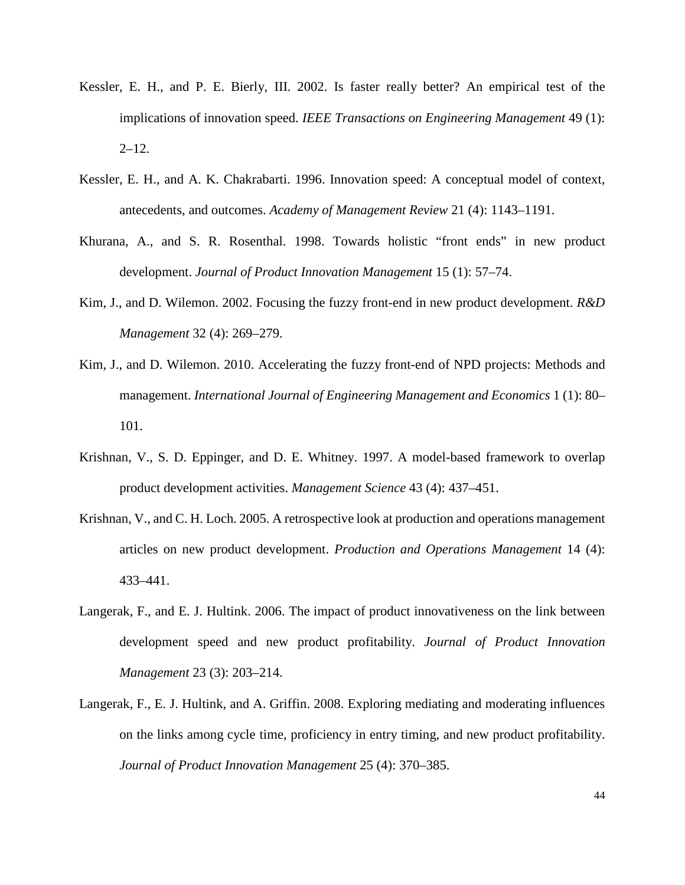Kessler, E. H., and P. E. Bierly, III. 2002. Is faster really better? An empirical test of the implications of innovation speed. *IEEE Transactions on Engineering Management* 49 (1): 2–12.

Kessler, E. H., and A. K. Chakrabarti. 1996. Innovation speed: A conceptual model of context, antecedents, and outcomes. *Academy of Management Review* 21 (4): 1143–1191.

Khurana, A., and S. R. Rosenthal. 1998. Towards holistic "front ends" in new product development. *Journal of Product Innovation Management* 15 (1): 57–74.

Kim, J., and D. Wilemon. 2002. Focusing the fuzzy front-end in new product development. *R&D Management* 32 (4): 269–279.

Kim, J., and D. Wilemon. 2010. Accelerating the fuzzy front-end of NPD projects: Methods and management. *International Journal of Engineering Management and Economics* 1 (1): 80–101.

Krishnan, V., S. D. Eppinger, and D. E. Whitney. 1997. A model-based framework to overlap product development activities. *Management Science* 43 (4): 437–451.

Krishnan, V., and C. H. Loch. 2005. A retrospective look at production and operations management articles on new product development. *Production and Operations Management* 14 (4): 433–441.

Langerak, F., and E. J. Hultink. 2006. The impact of product innovativeness on the link between development speed and new product profitability. *Journal of Product Innovation Management* 23 (3): 203–214.

Langerak, F., E. J. Hultink, and A. Griffin. 2008. Exploring mediating and moderating influences on the links among cycle time, proficiency in entry timing, and new product profitability. *Journal of Product Innovation Management* 25 (4): 370–385.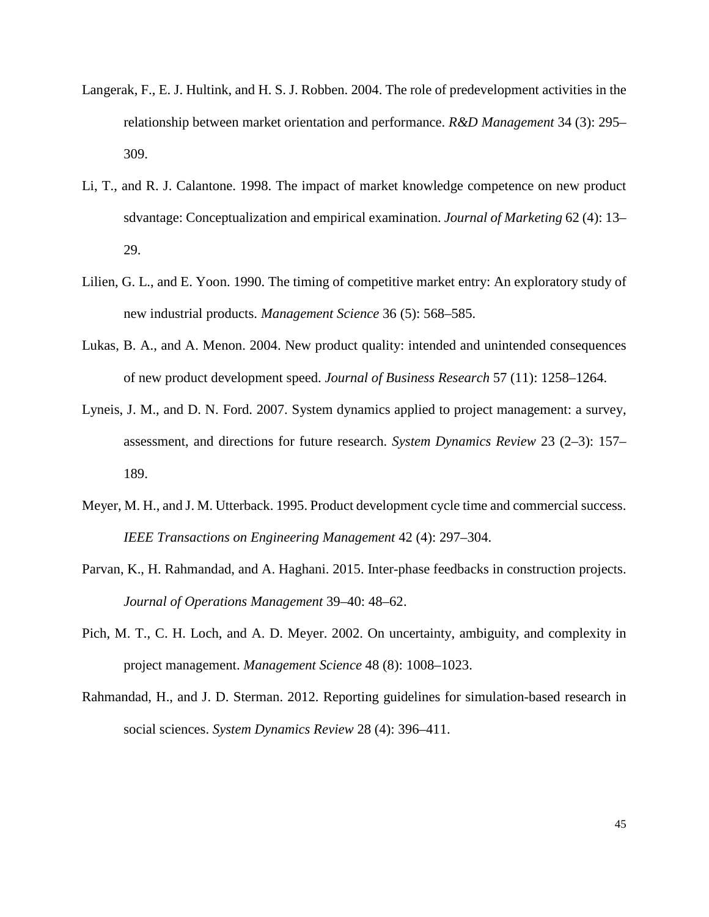Langerak, F., E. J. Hultink, and H. S. J. Robben. 2004. The role of predevelopment activities in the relationship between market orientation and performance. *R&D Management* 34 (3): 295–309.

Li, T., and R. J. Calantone. 1998. The impact of market knowledge competence on new product sdvantage: Conceptualization and empirical examination. *Journal of Marketing* 62 (4): 13–29.

Lilien, G. L., and E. Yoon. 1990. The timing of competitive market entry: An exploratory study of new industrial products. *Management Science* 36 (5): 568–585.

Lukas, B. A., and A. Menon. 2004. New product quality: intended and unintended consequences of new product development speed. *Journal of Business Research* 57 (11): 1258–1264.

Lyneis, J. M., and D. N. Ford. 2007. System dynamics applied to project management: a survey, assessment, and directions for future research. *System Dynamics Review* 23 (2–3): 157–189.

Meyer, M. H., and J. M. Utterback. 1995. Product development cycle time and commercial success. *IEEE Transactions on Engineering Management* 42 (4): 297–304.

Parvan, K., H. Rahmandad, and A. Haghani. 2015. Inter-phase feedbacks in construction projects. *Journal of Operations Management* 39–40: 48–62.

Pich, M. T., C. H. Loch, and A. D. Meyer. 2002. On uncertainty, ambiguity, and complexity in project management. *Management Science* 48 (8): 1008–1023.

Rahmandad, H., and J. D. Sterman. 2012. Reporting guidelines for simulation-based research in social sciences. *System Dynamics Review* 28 (4): 396–411.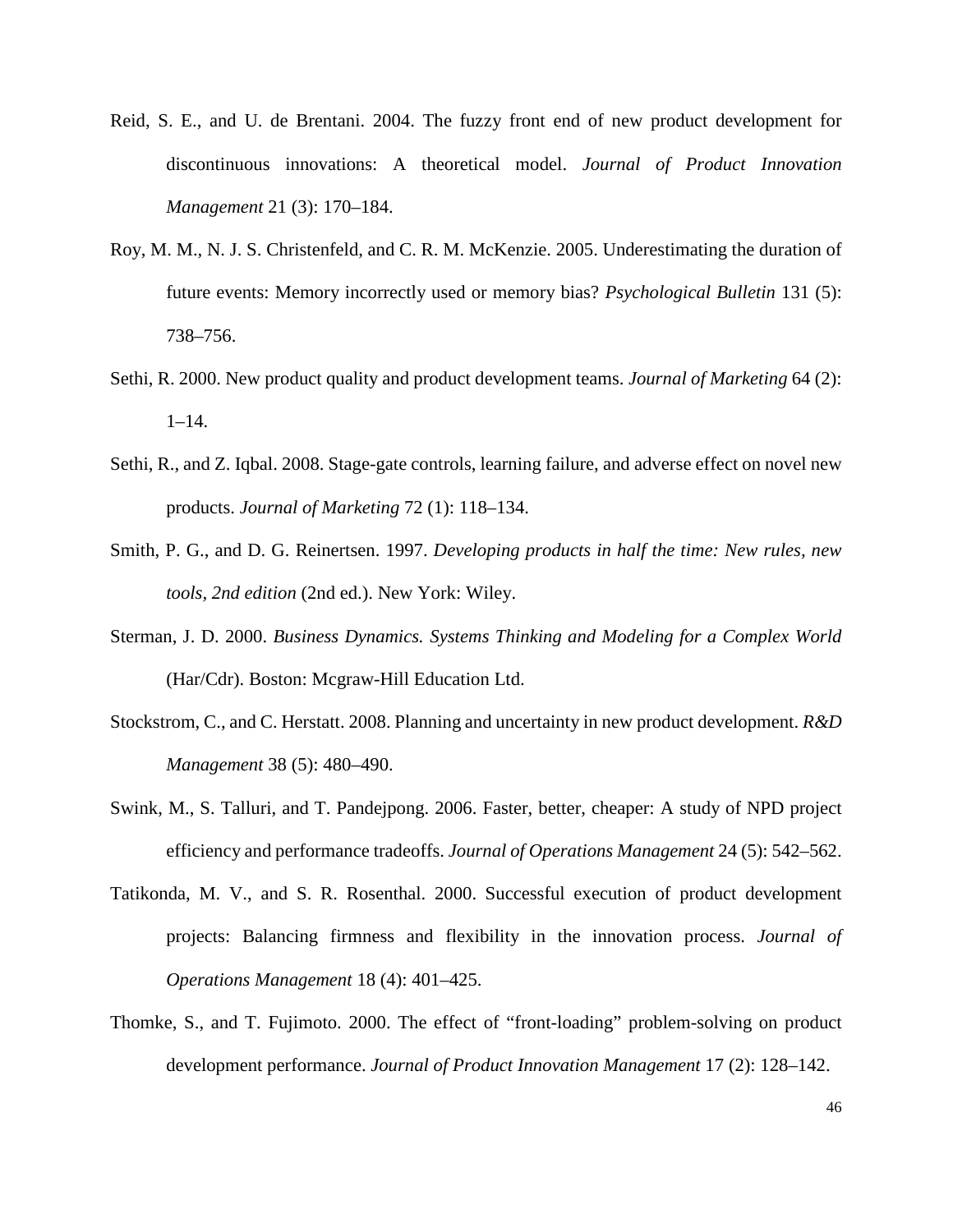Reid, S. E., and U. de Brentani. 2004. The fuzzy front end of new product development for discontinuous innovations: A theoretical model. *Journal of Product Innovation Management* 21 (3): 170–184.

Roy, M. M., N. J. S. Christenfeld, and C. R. M. McKenzie. 2005. Underestimating the duration of future events: Memory incorrectly used or memory bias? *Psychological Bulletin* 131 (5): 738–756.

Sethi, R. 2000. New product quality and product development teams. *Journal of Marketing* 64 (2): 1–14.

Sethi, R., and Z. Iqbal. 2008. Stage-gate controls, learning failure, and adverse effect on novel new products. *Journal of Marketing* 72 (1): 118–134.

Smith, P. G., and D. G. Reinertsen. 1997. *Developing products in half the time: New rules, new tools, 2nd edition* (2nd ed.). New York: Wiley.

Sterman, J. D. 2000. *Business Dynamics. Systems Thinking and Modeling for a Complex World* (Har/Cdr). Boston: Mcgraw-Hill Education Ltd.

Stockstrom, C., and C. Herstatt. 2008. Planning and uncertainty in new product development. *R&D Management* 38 (5): 480–490.

Swink, M., S. Talluri, and T. Pandejpong. 2006. Faster, better, cheaper: A study of NPD project efficiency and performance tradeoffs. *Journal of Operations Management* 24 (5): 542–562.

Tatikonda, M. V., and S. R. Rosenthal. 2000. Successful execution of product development projects: Balancing firmness and flexibility in the innovation process. *Journal of Operations Management* 18 (4): 401–425.

Thomke, S., and T. Fujimoto. 2000. The effect of "front-loading" problem-solving on product development performance. *Journal of Product Innovation Management* 17 (2): 128–142.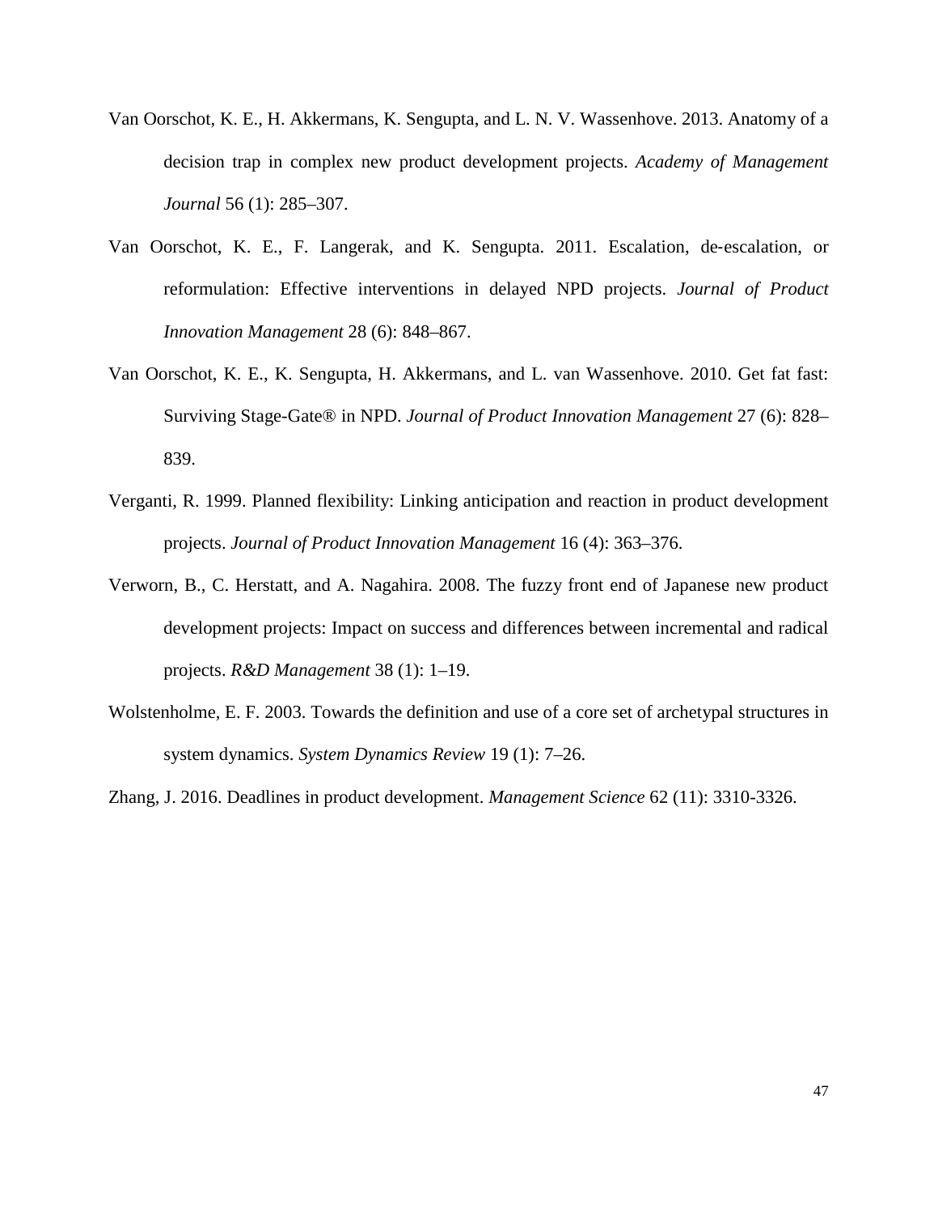Van Oorschot, K. E., H. Akkermans, K. Sengupta, and L. N. V. Wassenhove. 2013. Anatomy of a decision trap in complex new product development projects. *Academy of Management Journal* 56 (1): 285–307.

Van Oorschot, K. E., F. Langerak, and K. Sengupta. 2011. Escalation, de-escalation, or reformulation: Effective interventions in delayed NPD projects. *Journal of Product Innovation Management* 28 (6): 848–867.

Van Oorschot, K. E., K. Sengupta, H. Akkermans, and L. van Wassenhove. 2010. Get fat fast: Surviving Stage-Gate® in NPD. *Journal of Product Innovation Management* 27 (6): 828–839.

Verganti, R. 1999. Planned flexibility: Linking anticipation and reaction in product development projects. *Journal of Product Innovation Management* 16 (4): 363–376.

Verworn, B., C. Herstatt, and A. Nagahira. 2008. The fuzzy front end of Japanese new product development projects: Impact on success and differences between incremental and radical projects. *R&D Management* 38 (1): 1–19.

Wolstenholme, E. F. 2003. Towards the definition and use of a core set of archetypal structures in system dynamics. *System Dynamics Review* 19 (1): 7–26.

Zhang, J. 2016. Deadlines in product development. *Management Science* 62 (11): 3310-3326.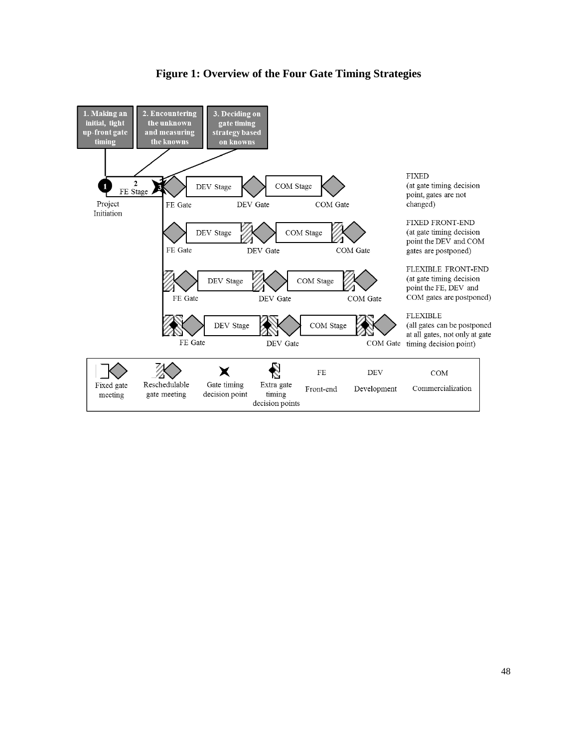**Figure 1: Overview of the Four Gate Timing Strategies**

1. Making an initial, tight up-front gate timing

2. Encountering the unknown and measuring the knowns

3. Deciding on gate timing strategy based on knowns

Project Initiation

FE Stage — FE Gate — DEV Stage — DEV Gate — COM Stage — COM Gate

FIXED
(at gate timing decision point, gates are not changed)

FIXED FRONT-END
(at gate timing decision point the DEV and COM gates are postponed)

FLEXIBLE FRONT-END
(at gate timing decision point the FE, DEV and COM gates are postponed)

FLEXIBLE
(all gates can be postponed at all gates, not only at gate timing decision point)

| Fixed gate meeting | Reschedulable gate meeting | Gate timing decision point | Extra gate timing decision points | FE | DEV | COM |
|---|---|---|---|---|---|---|
| | | | | Front-end | Development | Commercialization |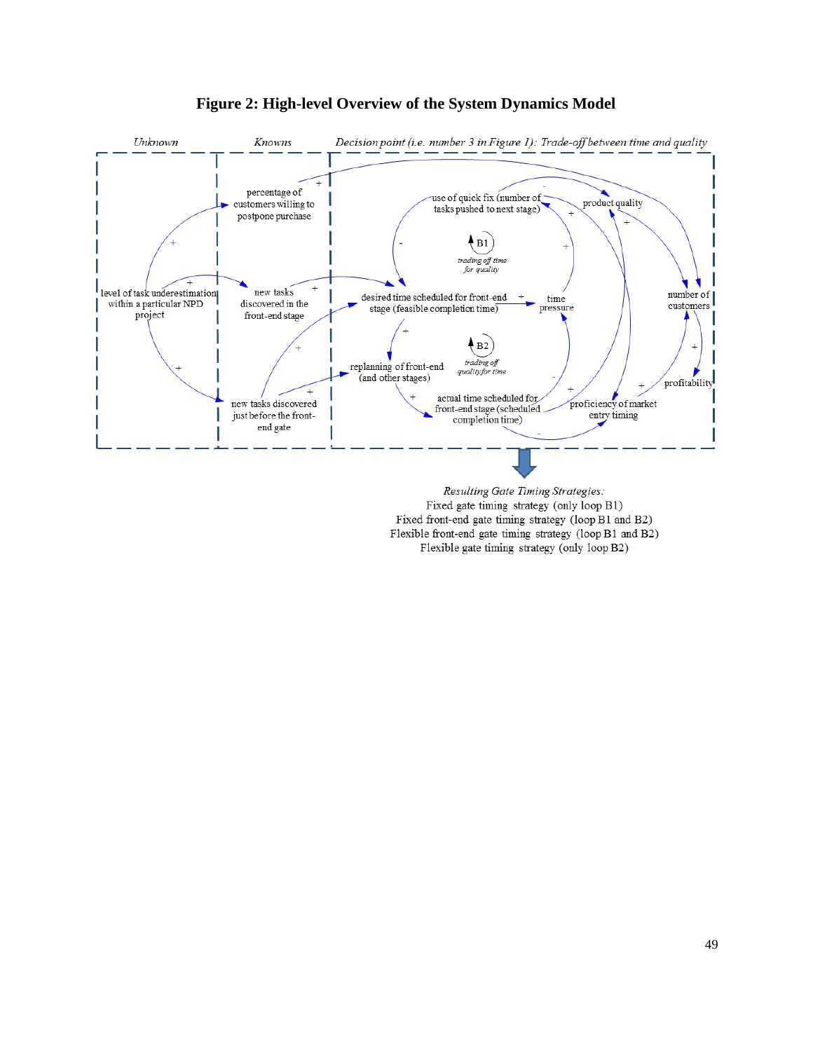**Figure 2: High-level Overview of the System Dynamics Model**

*Unknown* | *Knowns* | *Decision point (i.e. number 3 in Figure 1): Trade-off between time and quality*

level of task underestimation within a particular NPD project

percentage of customers willing to postpone purchase

new tasks discovered in the front-end stage

new tasks discovered just before the front-end gate

use of quick fix (number of tasks pushed to next stage)

product quality

B1 *trading off time for quality*

desired time scheduled for front-end stage (feasible completion time)

time pressure

number of customers

replanning of front-end (and other stages)

B2 *trading off quality for time*

actual time scheduled for front-end stage (scheduled completion time)

proficiency of market entry timing

profitability

*Resulting Gate Timing Strategies:*

Fixed gate timing strategy (only loop B1)

Fixed front-end gate timing strategy (loop B1 and B2)

Flexible front-end gate timing strategy (loop B1 and B2)

Flexible gate timing strategy (only loop B2)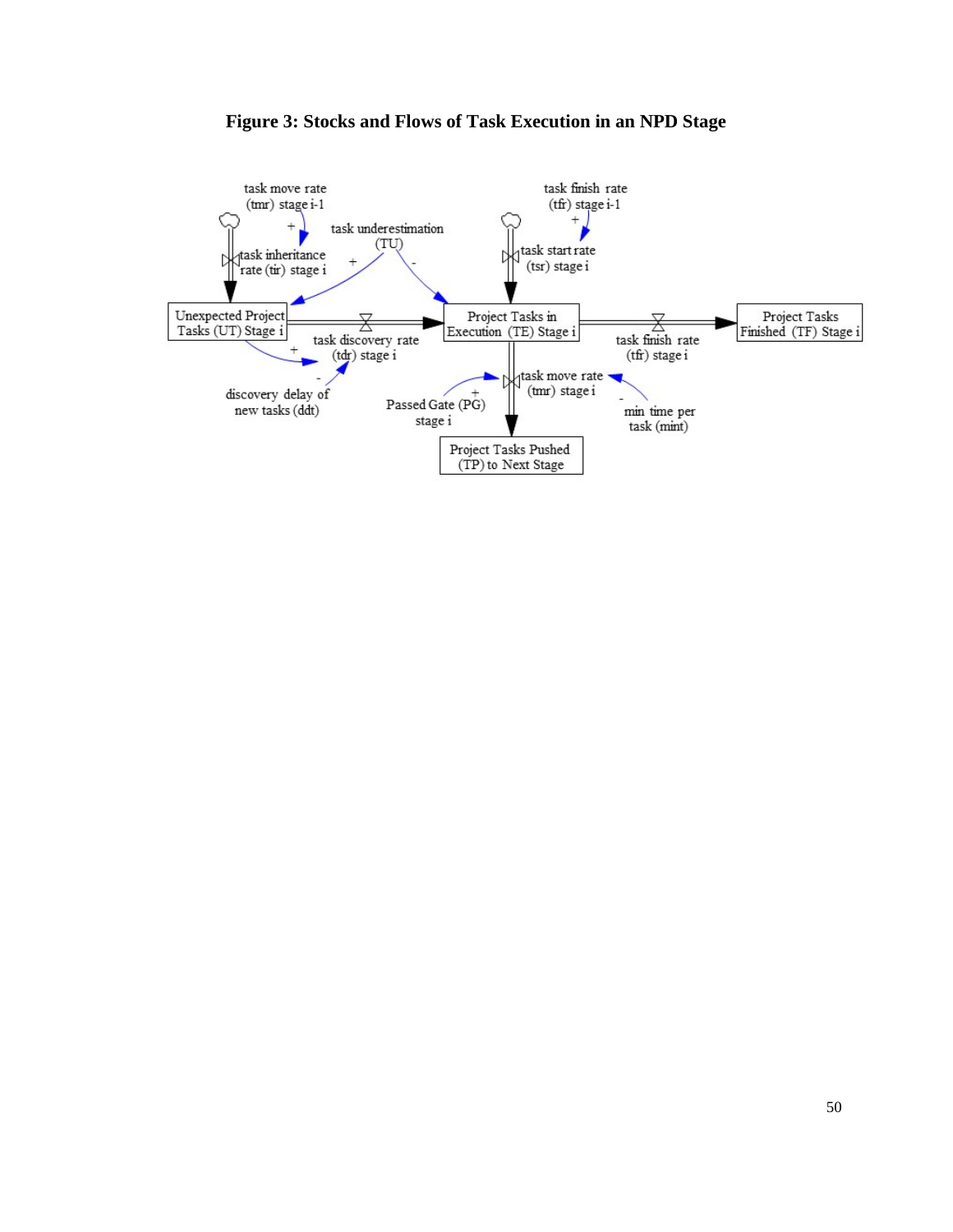**Figure 3: Stocks and Flows of Task Execution in an NPD Stage**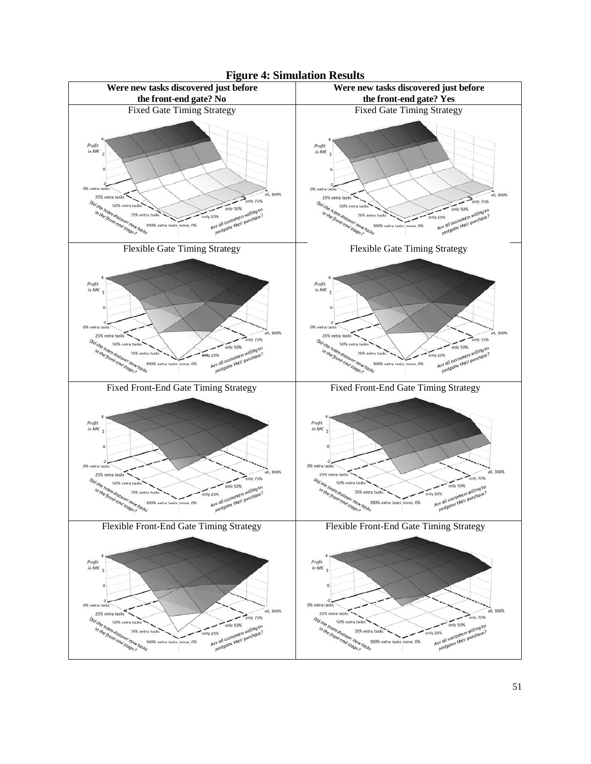**Figure 4: Simulation Results**

| Were new tasks discovered just before the front-end gate? No | Were new tasks discovered just before the front-end gate? Yes |
| --- | --- |
| Fixed Gate Timing Strategy | Fixed Gate Timing Strategy |
| Flexible Gate Timing Strategy | Flexible Gate Timing Strategy |
| Fixed Front-End Gate Timing Strategy | Fixed Front-End Gate Timing Strategy |
| Flexible Front-End Gate Timing Strategy | Flexible Front-End Gate Timing Strategy |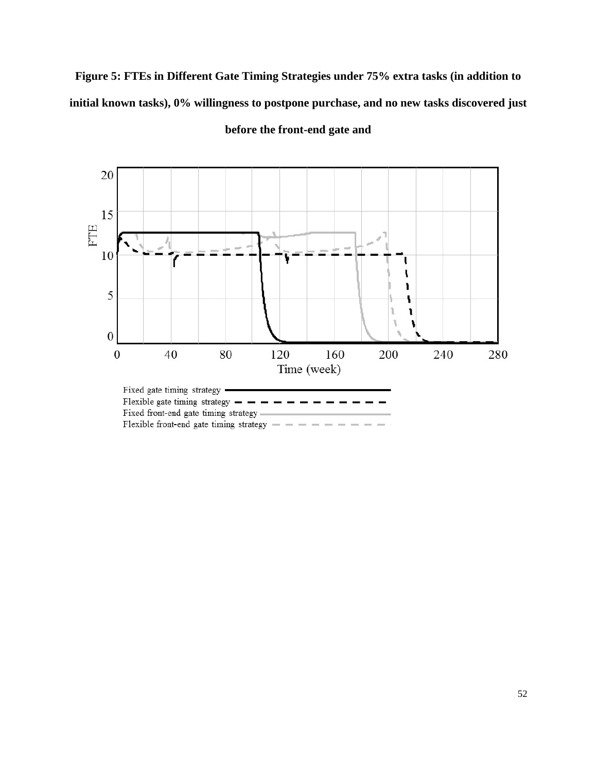**Figure 5: FTEs in Different Gate Timing Strategies under 75% extra tasks (in addition to initial known tasks), 0% willingness to postpone purchase, and no new tasks discovered just before the front-end gate and**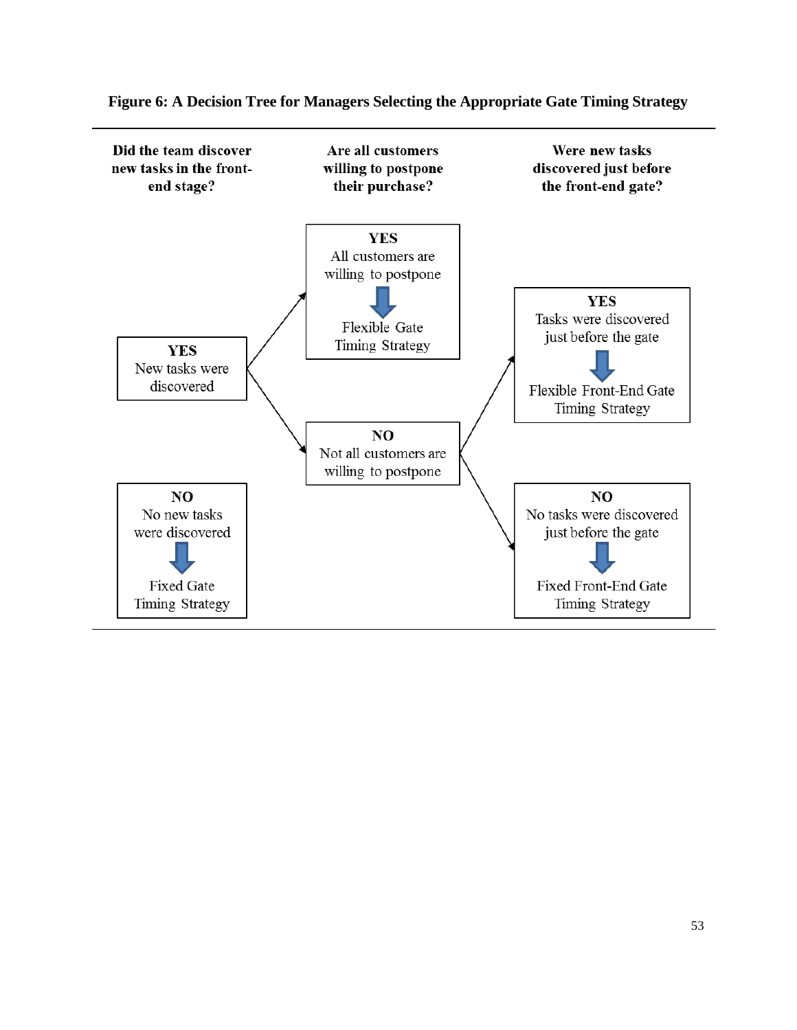**Figure 6: A Decision Tree for Managers Selecting the Appropriate Gate Timing Strategy**

| Did the team discover new tasks in the front-end stage? | Are all customers willing to postpone their purchase? | Were new tasks discovered just before the front-end gate? |
|---|---|---|
| **YES** New tasks were discovered | **YES** All customers are willing to postpone → Flexible Gate Timing Strategy | |
| | **NO** Not all customers are willing to postpone | **YES** Tasks were discovered just before the gate → Flexible Front-End Gate Timing Strategy |
| | | **NO** No tasks were discovered just before the gate → Fixed Front-End Gate Timing Strategy |
| **NO** No new tasks were discovered → Fixed Gate Timing Strategy | | |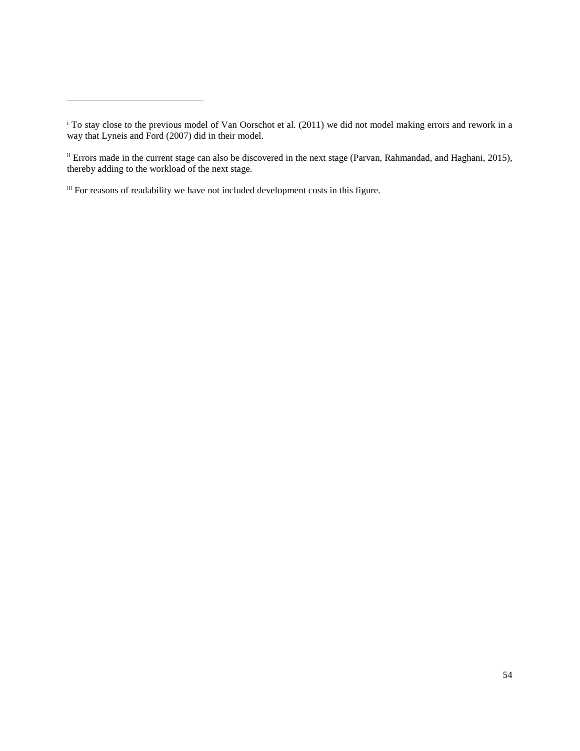[i] To stay close to the previous model of Van Oorschot et al. (2011) we did not model making errors and rework in a way that Lyneis and Ford (2007) did in their model.

[ii] Errors made in the current stage can also be discovered in the next stage (Parvan, Rahmandad, and Haghani, 2015), thereby adding to the workload of the next stage.

[iii] For reasons of readability we have not included development costs in this figure.